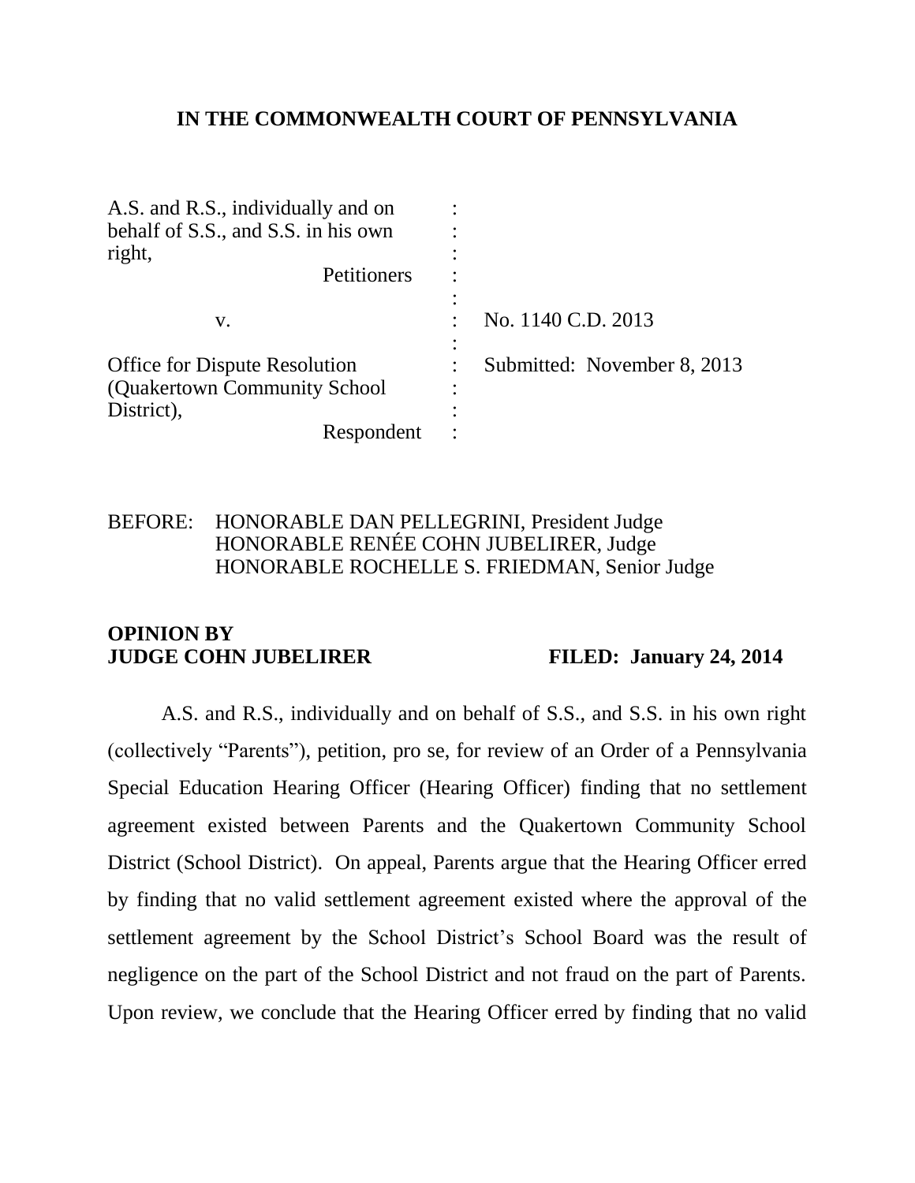# IN THE COMMONWEALTH COURT OF PENNSYLVANIA

| | | |
|---|---|---|
| A.S. and R.S., individually and on behalf of S.S., and S.S. in his own right, Petitioners | : | |
| v. | : | No. 1140 C.D. 2013 |
| Office for Dispute Resolution (Quakertown Community School District), Respondent | : | Submitted: November 8, 2013 |

BEFORE: HONORABLE DAN PELLEGRINI, President Judge
HONORABLE RENÉE COHN JUBELIRER, Judge
HONORABLE ROCHELLE S. FRIEDMAN, Senior Judge

**OPINION BY**
**JUDGE COHN JUBELIRER** **FILED: January 24, 2014**

A.S. and R.S., individually and on behalf of S.S., and S.S. in his own right (collectively "Parents"), petition, pro se, for review of an Order of a Pennsylvania Special Education Hearing Officer (Hearing Officer) finding that no settlement agreement existed between Parents and the Quakertown Community School District (School District). On appeal, Parents argue that the Hearing Officer erred by finding that no valid settlement agreement existed where the approval of the settlement agreement by the School District's School Board was the result of negligence on the part of the School District and not fraud on the part of Parents. Upon review, we conclude that the Hearing Officer erred by finding that no valid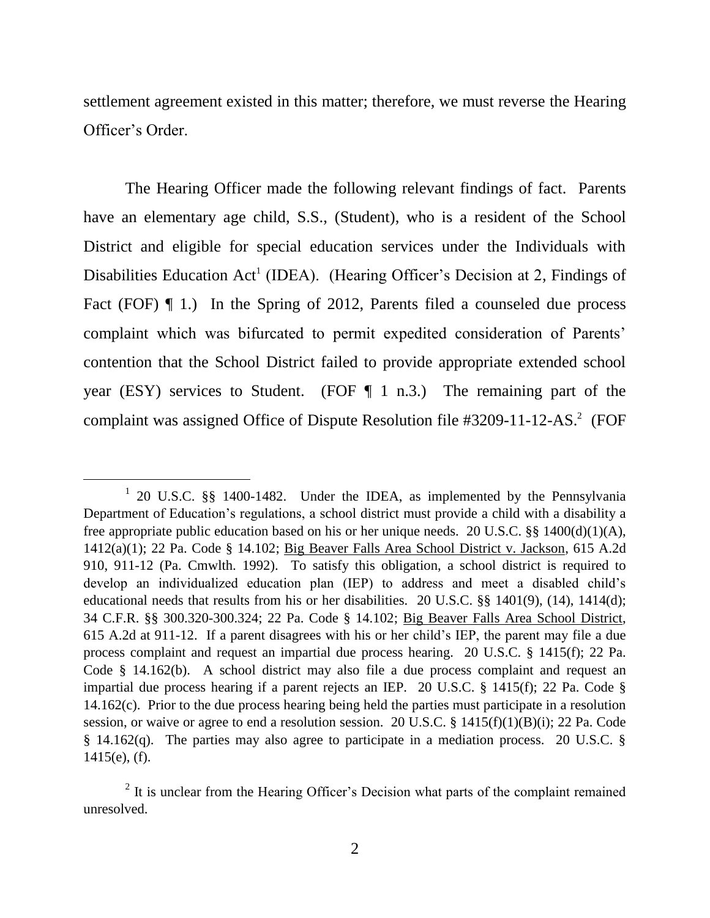settlement agreement existed in this matter; therefore, we must reverse the Hearing Officer's Order.

The Hearing Officer made the following relevant findings of fact. Parents have an elementary age child, S.S., (Student), who is a resident of the School District and eligible for special education services under the Individuals with Disabilities Education Act[1] (IDEA). (Hearing Officer's Decision at 2, Findings of Fact (FOF) ¶ 1.) In the Spring of 2012, Parents filed a counseled due process complaint which was bifurcated to permit expedited consideration of Parents' contention that the School District failed to provide appropriate extended school year (ESY) services to Student. (FOF ¶ 1 n.3.) The remaining part of the complaint was assigned Office of Dispute Resolution file #3209-11-12-AS.[2] (FOF

---

[1] 20 U.S.C. §§ 1400-1482. Under the IDEA, as implemented by the Pennsylvania Department of Education's regulations, a school district must provide a child with a disability a free appropriate public education based on his or her unique needs. 20 U.S.C. §§ 1400(d)(1)(A), 1412(a)(1); 22 Pa. Code § 14.102; Big Beaver Falls Area School District v. Jackson, 615 A.2d 910, 911-12 (Pa. Cmwlth. 1992). To satisfy this obligation, a school district is required to develop an individualized education plan (IEP) to address and meet a disabled child's educational needs that results from his or her disabilities. 20 U.S.C. §§ 1401(9), (14), 1414(d); 34 C.F.R. §§ 300.320-300.324; 22 Pa. Code § 14.102; Big Beaver Falls Area School District, 615 A.2d at 911-12. If a parent disagrees with his or her child's IEP, the parent may file a due process complaint and request an impartial due process hearing. 20 U.S.C. § 1415(f); 22 Pa. Code § 14.162(b). A school district may also file a due process complaint and request an impartial due process hearing if a parent rejects an IEP. 20 U.S.C. § 1415(f); 22 Pa. Code § 14.162(c). Prior to the due process hearing being held the parties must participate in a resolution session, or waive or agree to end a resolution session. 20 U.S.C. § 1415(f)(1)(B)(i); 22 Pa. Code § 14.162(q). The parties may also agree to participate in a mediation process. 20 U.S.C. § 1415(e), (f).

[2] It is unclear from the Hearing Officer's Decision what parts of the complaint remained unresolved.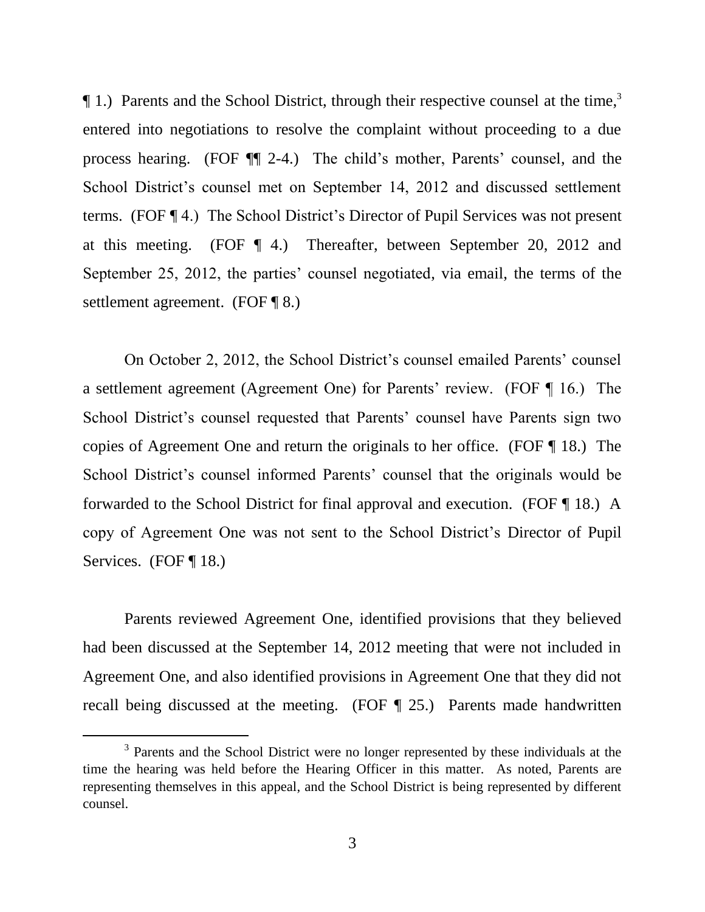¶ 1.) Parents and the School District, through their respective counsel at the time,[3] entered into negotiations to resolve the complaint without proceeding to a due process hearing. (FOF ¶¶ 2-4.) The child's mother, Parents' counsel, and the School District's counsel met on September 14, 2012 and discussed settlement terms. (FOF ¶ 4.) The School District's Director of Pupil Services was not present at this meeting. (FOF ¶ 4.) Thereafter, between September 20, 2012 and September 25, 2012, the parties' counsel negotiated, via email, the terms of the settlement agreement. (FOF ¶ 8.)

On October 2, 2012, the School District's counsel emailed Parents' counsel a settlement agreement (Agreement One) for Parents' review. (FOF ¶ 16.) The School District's counsel requested that Parents' counsel have Parents sign two copies of Agreement One and return the originals to her office. (FOF ¶ 18.) The School District's counsel informed Parents' counsel that the originals would be forwarded to the School District for final approval and execution. (FOF ¶ 18.) A copy of Agreement One was not sent to the School District's Director of Pupil Services. (FOF ¶ 18.)

Parents reviewed Agreement One, identified provisions that they believed had been discussed at the September 14, 2012 meeting that were not included in Agreement One, and also identified provisions in Agreement One that they did not recall being discussed at the meeting. (FOF ¶ 25.) Parents made handwritten

[3] Parents and the School District were no longer represented by these individuals at the time the hearing was held before the Hearing Officer in this matter. As noted, Parents are representing themselves in this appeal, and the School District is being represented by different counsel.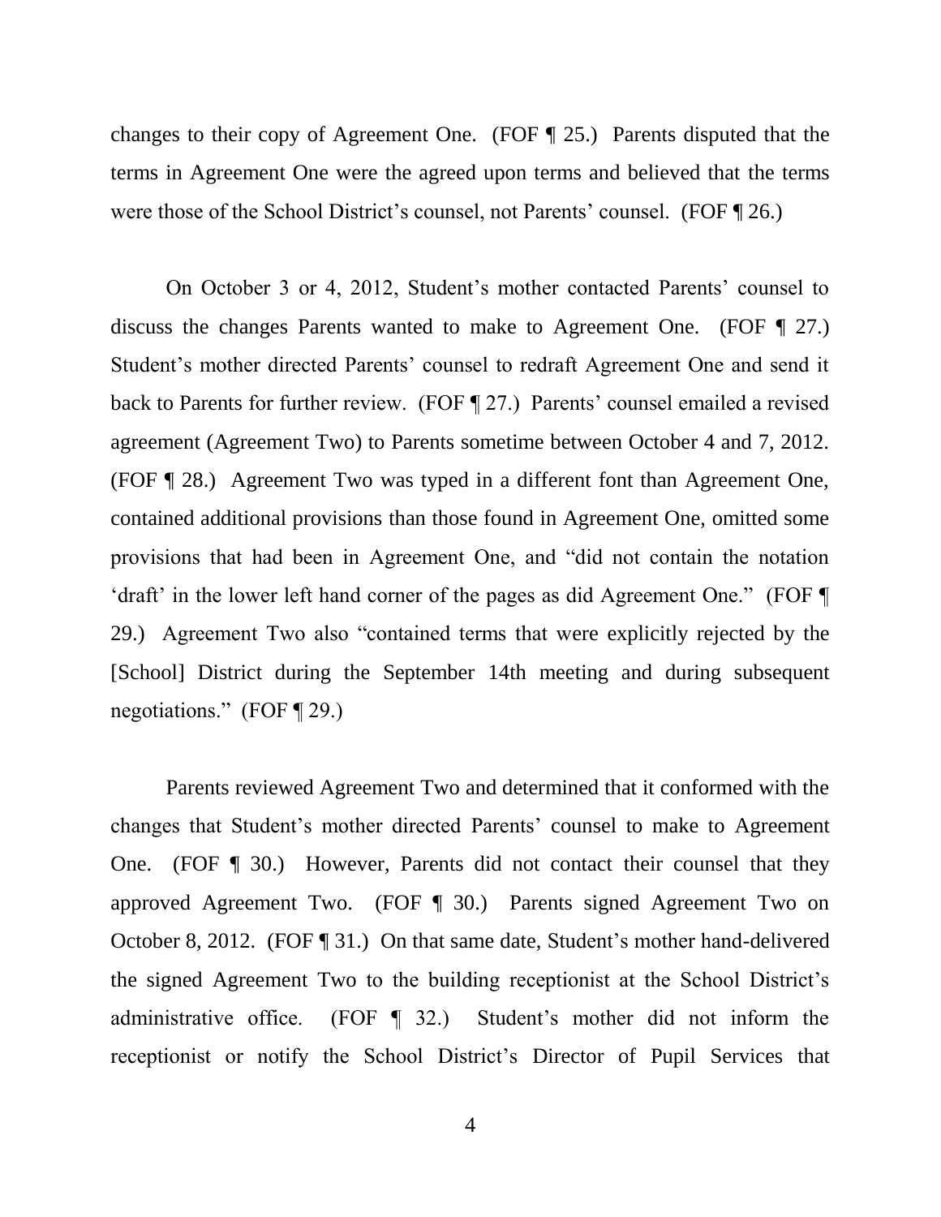changes to their copy of Agreement One. (FOF ¶ 25.) Parents disputed that the terms in Agreement One were the agreed upon terms and believed that the terms were those of the School District's counsel, not Parents' counsel. (FOF ¶ 26.)

On October 3 or 4, 2012, Student's mother contacted Parents' counsel to discuss the changes Parents wanted to make to Agreement One. (FOF ¶ 27.) Student's mother directed Parents' counsel to redraft Agreement One and send it back to Parents for further review. (FOF ¶ 27.) Parents' counsel emailed a revised agreement (Agreement Two) to Parents sometime between October 4 and 7, 2012. (FOF ¶ 28.) Agreement Two was typed in a different font than Agreement One, contained additional provisions than those found in Agreement One, omitted some provisions that had been in Agreement One, and "did not contain the notation 'draft' in the lower left hand corner of the pages as did Agreement One." (FOF ¶ 29.) Agreement Two also "contained terms that were explicitly rejected by the [School] District during the September 14th meeting and during subsequent negotiations." (FOF ¶ 29.)

Parents reviewed Agreement Two and determined that it conformed with the changes that Student's mother directed Parents' counsel to make to Agreement One. (FOF ¶ 30.) However, Parents did not contact their counsel that they approved Agreement Two. (FOF ¶ 30.) Parents signed Agreement Two on October 8, 2012. (FOF ¶ 31.) On that same date, Student's mother hand-delivered the signed Agreement Two to the building receptionist at the School District's administrative office. (FOF ¶ 32.) Student's mother did not inform the receptionist or notify the School District's Director of Pupil Services that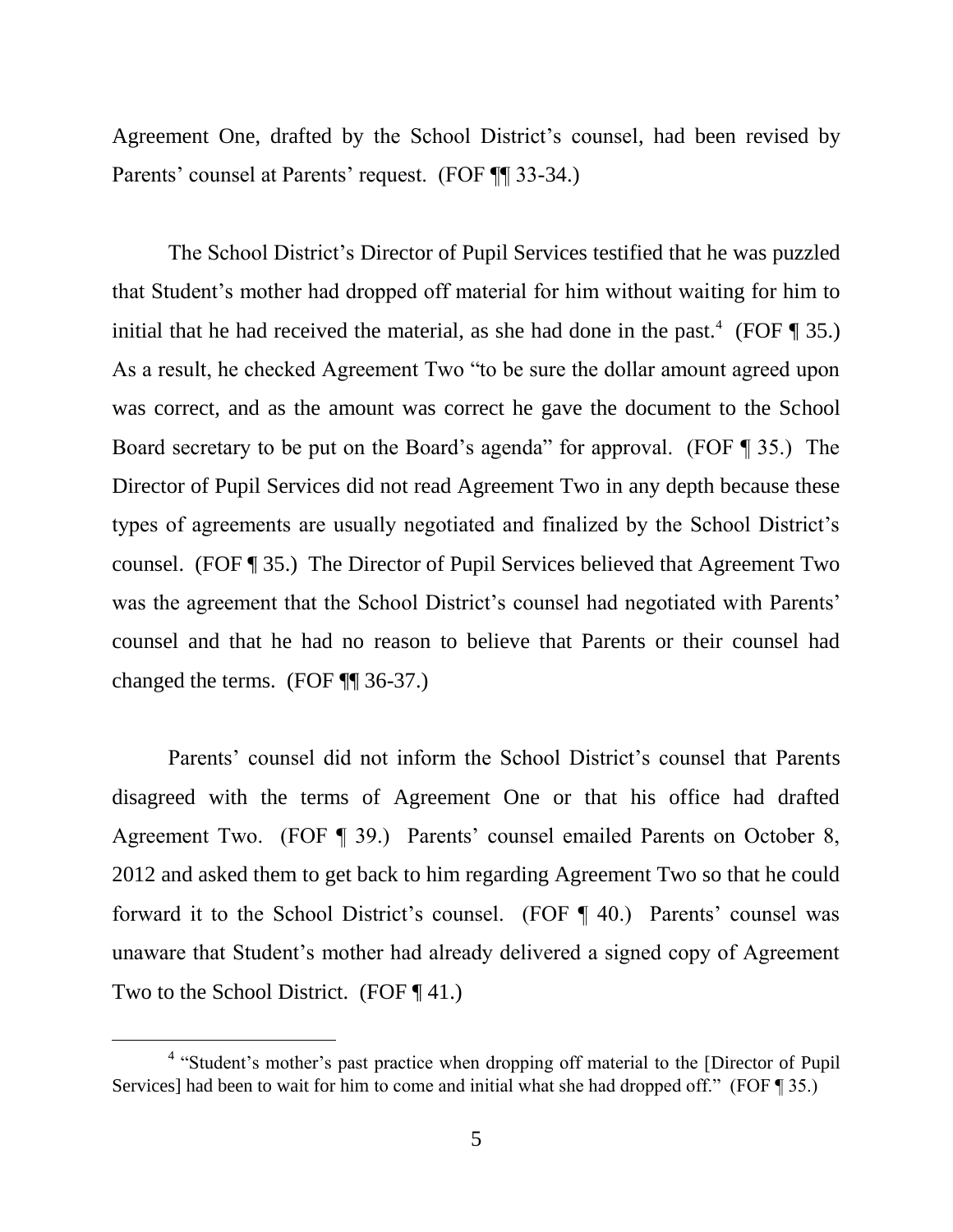Agreement One, drafted by the School District's counsel, had been revised by Parents' counsel at Parents' request. (FOF ¶¶ 33-34.)

The School District's Director of Pupil Services testified that he was puzzled that Student's mother had dropped off material for him without waiting for him to initial that he had received the material, as she had done in the past.[4] (FOF ¶ 35.) As a result, he checked Agreement Two "to be sure the dollar amount agreed upon was correct, and as the amount was correct he gave the document to the School Board secretary to be put on the Board's agenda" for approval. (FOF ¶ 35.) The Director of Pupil Services did not read Agreement Two in any depth because these types of agreements are usually negotiated and finalized by the School District's counsel. (FOF ¶ 35.) The Director of Pupil Services believed that Agreement Two was the agreement that the School District's counsel had negotiated with Parents' counsel and that he had no reason to believe that Parents or their counsel had changed the terms. (FOF ¶¶ 36-37.)

Parents' counsel did not inform the School District's counsel that Parents disagreed with the terms of Agreement One or that his office had drafted Agreement Two. (FOF ¶ 39.) Parents' counsel emailed Parents on October 8, 2012 and asked them to get back to him regarding Agreement Two so that he could forward it to the School District's counsel. (FOF ¶ 40.) Parents' counsel was unaware that Student's mother had already delivered a signed copy of Agreement Two to the School District. (FOF ¶ 41.)

[4] "Student's mother's past practice when dropping off material to the [Director of Pupil Services] had been to wait for him to come and initial what she had dropped off." (FOF ¶ 35.)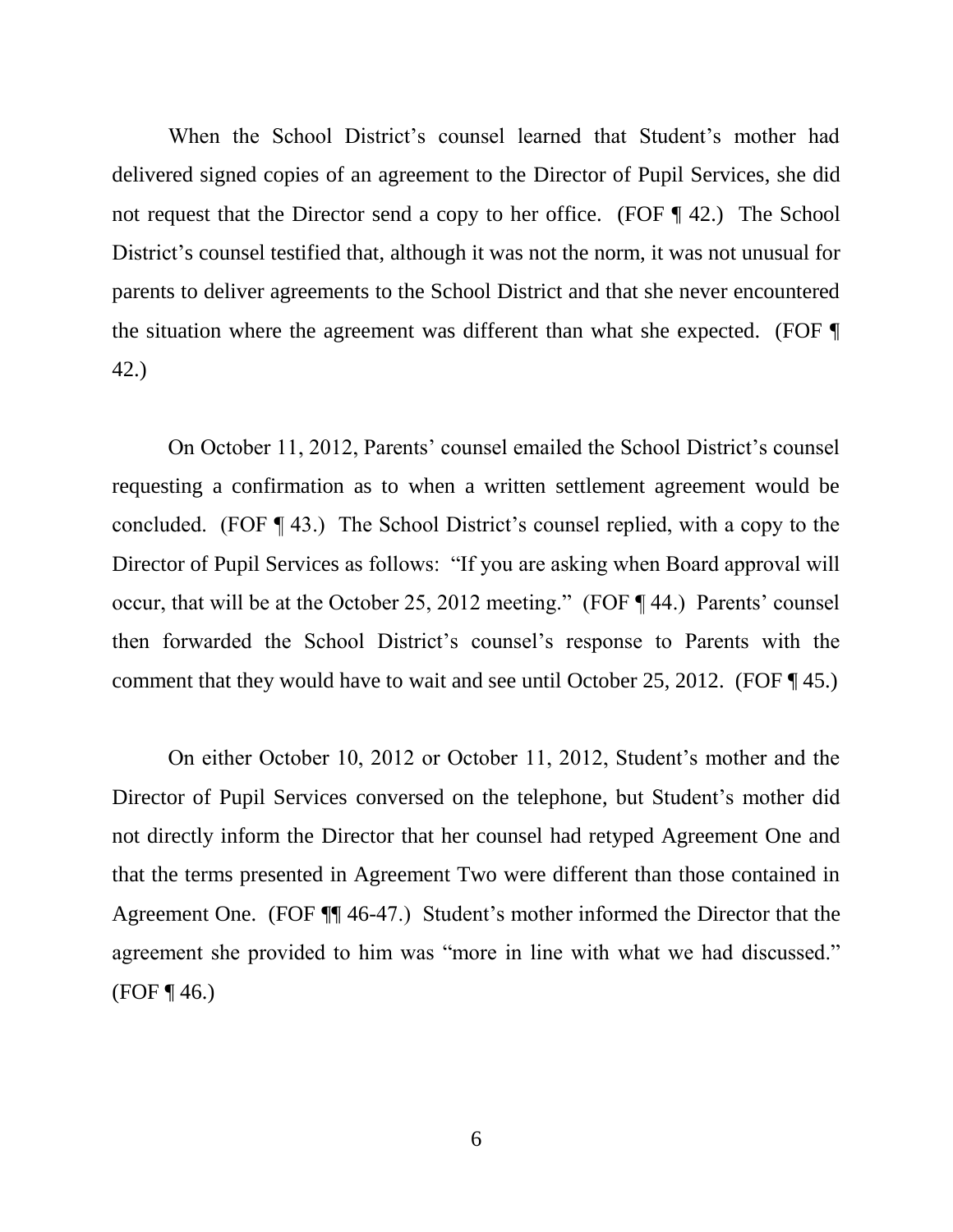When the School District's counsel learned that Student's mother had delivered signed copies of an agreement to the Director of Pupil Services, she did not request that the Director send a copy to her office. (FOF ¶ 42.) The School District's counsel testified that, although it was not the norm, it was not unusual for parents to deliver agreements to the School District and that she never encountered the situation where the agreement was different than what she expected. (FOF ¶ 42.)

On October 11, 2012, Parents' counsel emailed the School District's counsel requesting a confirmation as to when a written settlement agreement would be concluded. (FOF ¶ 43.) The School District's counsel replied, with a copy to the Director of Pupil Services as follows: "If you are asking when Board approval will occur, that will be at the October 25, 2012 meeting." (FOF ¶ 44.) Parents' counsel then forwarded the School District's counsel's response to Parents with the comment that they would have to wait and see until October 25, 2012. (FOF ¶ 45.)

On either October 10, 2012 or October 11, 2012, Student's mother and the Director of Pupil Services conversed on the telephone, but Student's mother did not directly inform the Director that her counsel had retyped Agreement One and that the terms presented in Agreement Two were different than those contained in Agreement One. (FOF ¶¶ 46-47.) Student's mother informed the Director that the agreement she provided to him was "more in line with what we had discussed." (FOF ¶ 46.)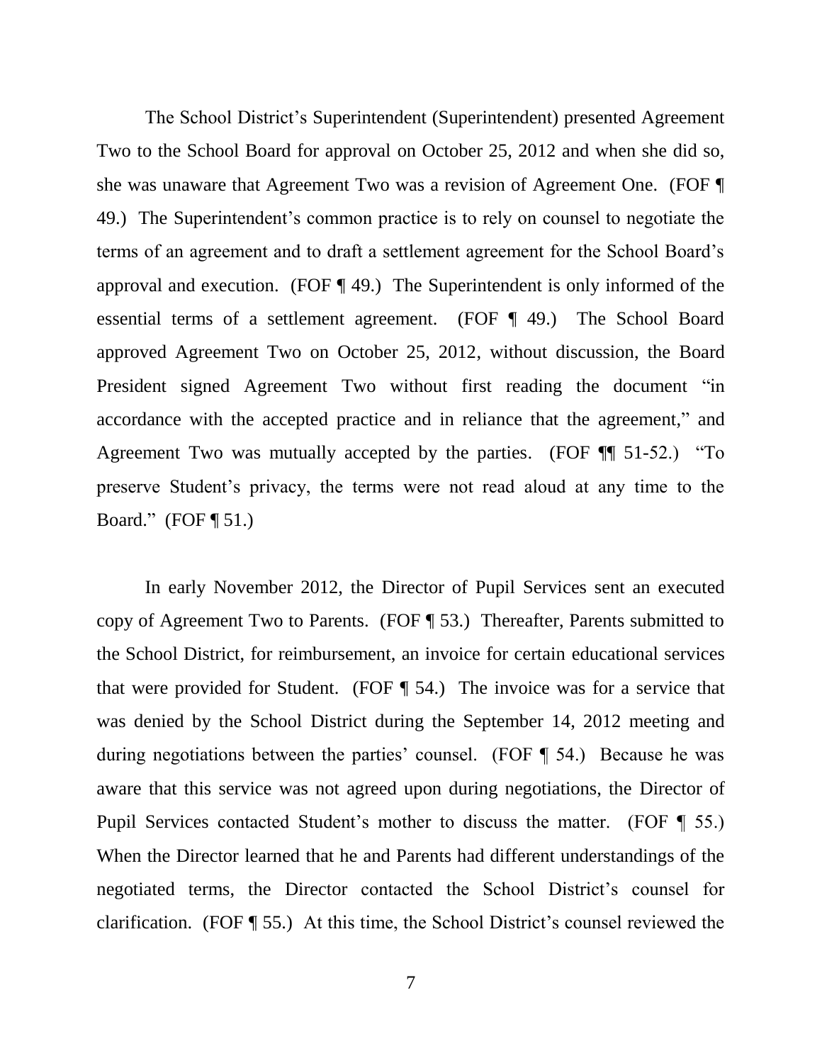The School District's Superintendent (Superintendent) presented Agreement Two to the School Board for approval on October 25, 2012 and when she did so, she was unaware that Agreement Two was a revision of Agreement One. (FOF ¶ 49.) The Superintendent's common practice is to rely on counsel to negotiate the terms of an agreement and to draft a settlement agreement for the School Board's approval and execution. (FOF ¶ 49.) The Superintendent is only informed of the essential terms of a settlement agreement. (FOF ¶ 49.) The School Board approved Agreement Two on October 25, 2012, without discussion, the Board President signed Agreement Two without first reading the document "in accordance with the accepted practice and in reliance that the agreement," and Agreement Two was mutually accepted by the parties. (FOF ¶¶ 51-52.) "To preserve Student's privacy, the terms were not read aloud at any time to the Board." (FOF ¶ 51.)

In early November 2012, the Director of Pupil Services sent an executed copy of Agreement Two to Parents. (FOF ¶ 53.) Thereafter, Parents submitted to the School District, for reimbursement, an invoice for certain educational services that were provided for Student. (FOF ¶ 54.) The invoice was for a service that was denied by the School District during the September 14, 2012 meeting and during negotiations between the parties' counsel. (FOF ¶ 54.) Because he was aware that this service was not agreed upon during negotiations, the Director of Pupil Services contacted Student's mother to discuss the matter. (FOF ¶ 55.) When the Director learned that he and Parents had different understandings of the negotiated terms, the Director contacted the School District's counsel for clarification. (FOF ¶ 55.) At this time, the School District's counsel reviewed the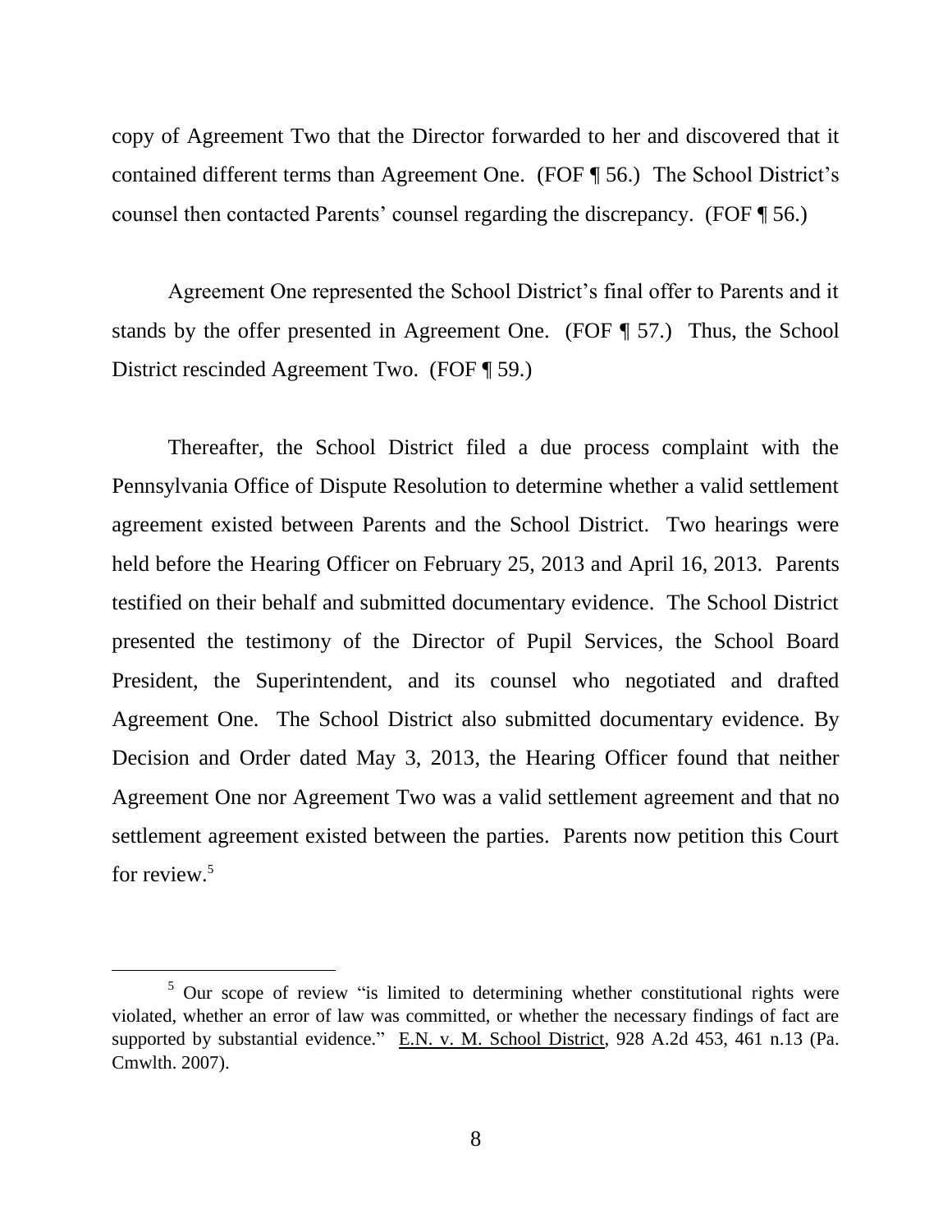copy of Agreement Two that the Director forwarded to her and discovered that it contained different terms than Agreement One. (FOF ¶ 56.) The School District's counsel then contacted Parents' counsel regarding the discrepancy. (FOF ¶ 56.)

Agreement One represented the School District's final offer to Parents and it stands by the offer presented in Agreement One. (FOF ¶ 57.) Thus, the School District rescinded Agreement Two. (FOF ¶ 59.)

Thereafter, the School District filed a due process complaint with the Pennsylvania Office of Dispute Resolution to determine whether a valid settlement agreement existed between Parents and the School District. Two hearings were held before the Hearing Officer on February 25, 2013 and April 16, 2013. Parents testified on their behalf and submitted documentary evidence. The School District presented the testimony of the Director of Pupil Services, the School Board President, the Superintendent, and its counsel who negotiated and drafted Agreement One. The School District also submitted documentary evidence. By Decision and Order dated May 3, 2013, the Hearing Officer found that neither Agreement One nor Agreement Two was a valid settlement agreement and that no settlement agreement existed between the parties. Parents now petition this Court for review.[5]

---

[5] Our scope of review "is limited to determining whether constitutional rights were violated, whether an error of law was committed, or whether the necessary findings of fact are supported by substantial evidence." E.N. v. M. School District, 928 A.2d 453, 461 n.13 (Pa. Cmwlth. 2007).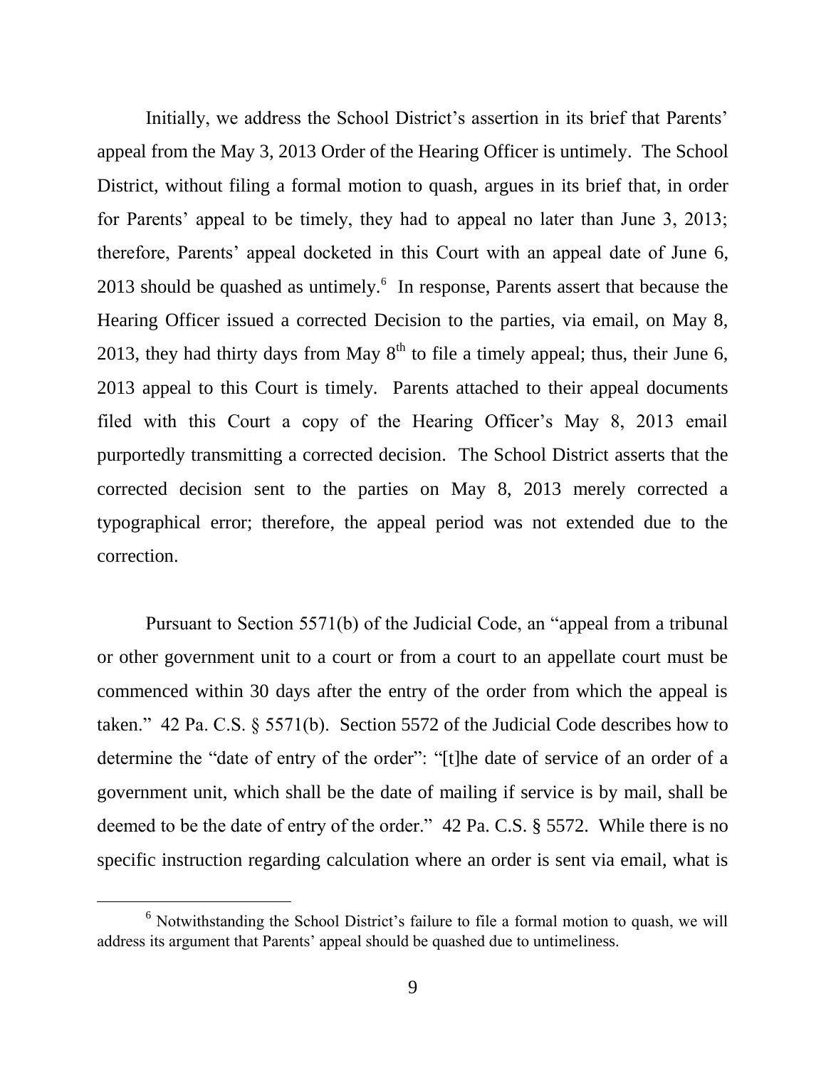Initially, we address the School District's assertion in its brief that Parents' appeal from the May 3, 2013 Order of the Hearing Officer is untimely. The School District, without filing a formal motion to quash, argues in its brief that, in order for Parents' appeal to be timely, they had to appeal no later than June 3, 2013; therefore, Parents' appeal docketed in this Court with an appeal date of June 6, 2013 should be quashed as untimely.[6] In response, Parents assert that because the Hearing Officer issued a corrected Decision to the parties, via email, on May 8, 2013, they had thirty days from May 8th to file a timely appeal; thus, their June 6, 2013 appeal to this Court is timely. Parents attached to their appeal documents filed with this Court a copy of the Hearing Officer's May 8, 2013 email purportedly transmitting a corrected decision. The School District asserts that the corrected decision sent to the parties on May 8, 2013 merely corrected a typographical error; therefore, the appeal period was not extended due to the correction.

Pursuant to Section 5571(b) of the Judicial Code, an "appeal from a tribunal or other government unit to a court or from a court to an appellate court must be commenced within 30 days after the entry of the order from which the appeal is taken." 42 Pa. C.S. § 5571(b). Section 5572 of the Judicial Code describes how to determine the "date of entry of the order": "[t]he date of service of an order of a government unit, which shall be the date of mailing if service is by mail, shall be deemed to be the date of entry of the order." 42 Pa. C.S. § 5572. While there is no specific instruction regarding calculation where an order is sent via email, what is

---

[6] Notwithstanding the School District's failure to file a formal motion to quash, we will address its argument that Parents' appeal should be quashed due to untimeliness.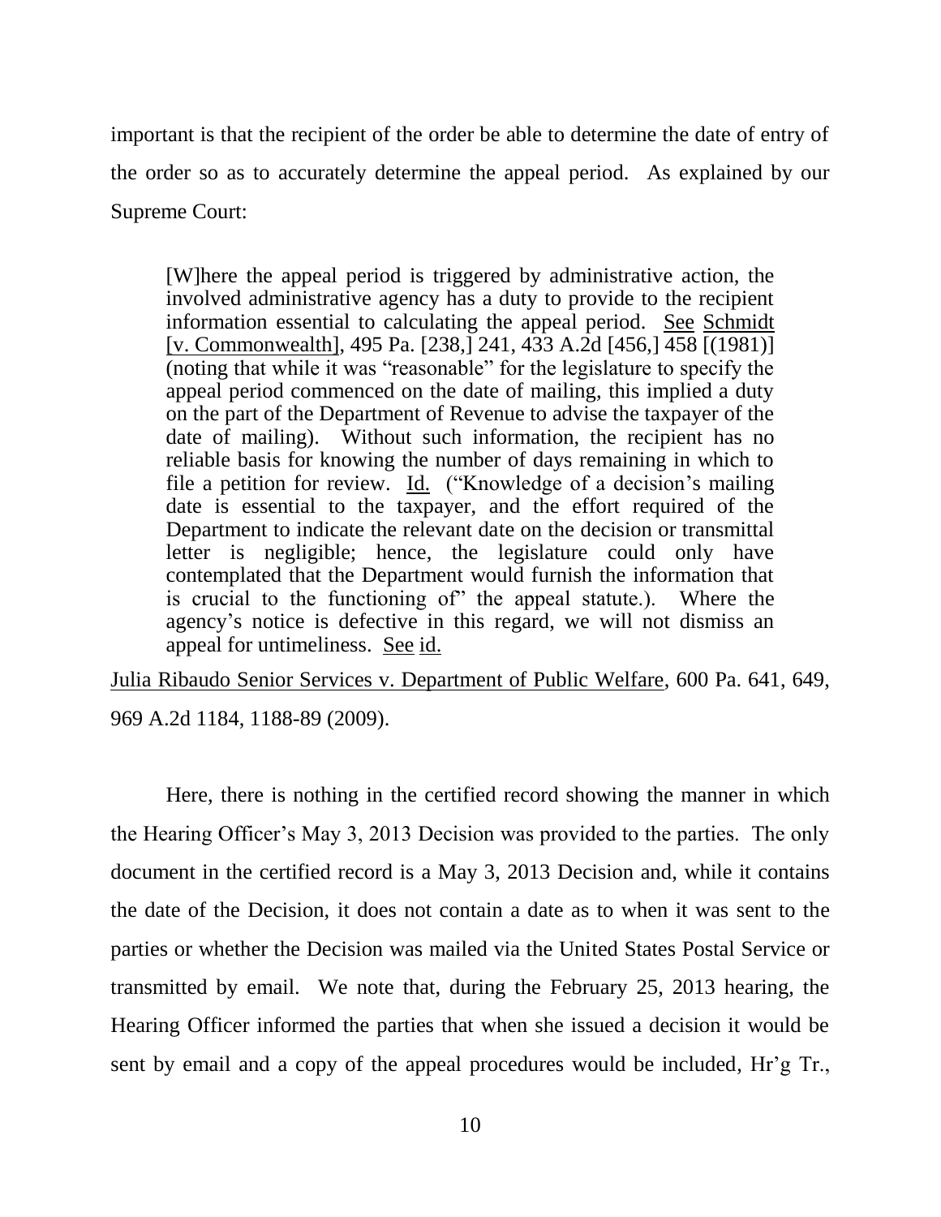important is that the recipient of the order be able to determine the date of entry of the order so as to accurately determine the appeal period. As explained by our Supreme Court:

> [W]here the appeal period is triggered by administrative action, the involved administrative agency has a duty to provide to the recipient information essential to calculating the appeal period. See Schmidt [v. Commonwealth], 495 Pa. [238,] 241, 433 A.2d [456,] 458 [(1981)] (noting that while it was "reasonable" for the legislature to specify the appeal period commenced on the date of mailing, this implied a duty on the part of the Department of Revenue to advise the taxpayer of the date of mailing). Without such information, the recipient has no reliable basis for knowing the number of days remaining in which to file a petition for review. Id. ("Knowledge of a decision's mailing date is essential to the taxpayer, and the effort required of the Department to indicate the relevant date on the decision or transmittal letter is negligible; hence, the legislature could only have contemplated that the Department would furnish the information that is crucial to the functioning of" the appeal statute.). Where the agency's notice is defective in this regard, we will not dismiss an appeal for untimeliness. See id.

Julia Ribaudo Senior Services v. Department of Public Welfare, 600 Pa. 641, 649, 969 A.2d 1184, 1188-89 (2009).

Here, there is nothing in the certified record showing the manner in which the Hearing Officer's May 3, 2013 Decision was provided to the parties. The only document in the certified record is a May 3, 2013 Decision and, while it contains the date of the Decision, it does not contain a date as to when it was sent to the parties or whether the Decision was mailed via the United States Postal Service or transmitted by email. We note that, during the February 25, 2013 hearing, the Hearing Officer informed the parties that when she issued a decision it would be sent by email and a copy of the appeal procedures would be included, Hr'g Tr.,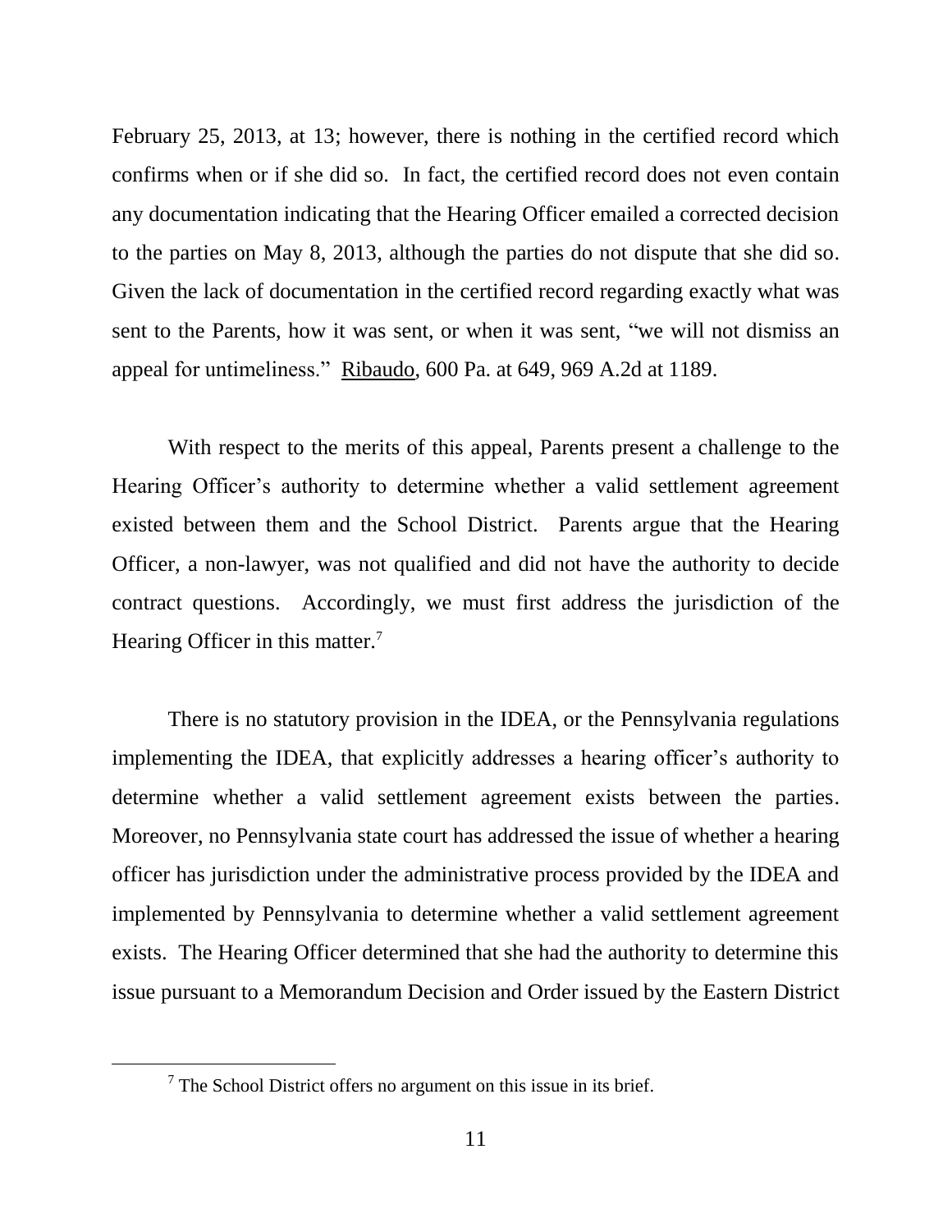February 25, 2013, at 13; however, there is nothing in the certified record which confirms when or if she did so. In fact, the certified record does not even contain any documentation indicating that the Hearing Officer emailed a corrected decision to the parties on May 8, 2013, although the parties do not dispute that she did so. Given the lack of documentation in the certified record regarding exactly what was sent to the Parents, how it was sent, or when it was sent, "we will not dismiss an appeal for untimeliness." Ribaudo, 600 Pa. at 649, 969 A.2d at 1189.

With respect to the merits of this appeal, Parents present a challenge to the Hearing Officer's authority to determine whether a valid settlement agreement existed between them and the School District. Parents argue that the Hearing Officer, a non-lawyer, was not qualified and did not have the authority to decide contract questions. Accordingly, we must first address the jurisdiction of the Hearing Officer in this matter.[7]

There is no statutory provision in the IDEA, or the Pennsylvania regulations implementing the IDEA, that explicitly addresses a hearing officer's authority to determine whether a valid settlement agreement exists between the parties. Moreover, no Pennsylvania state court has addressed the issue of whether a hearing officer has jurisdiction under the administrative process provided by the IDEA and implemented by Pennsylvania to determine whether a valid settlement agreement exists. The Hearing Officer determined that she had the authority to determine this issue pursuant to a Memorandum Decision and Order issued by the Eastern District

[7] The School District offers no argument on this issue in its brief.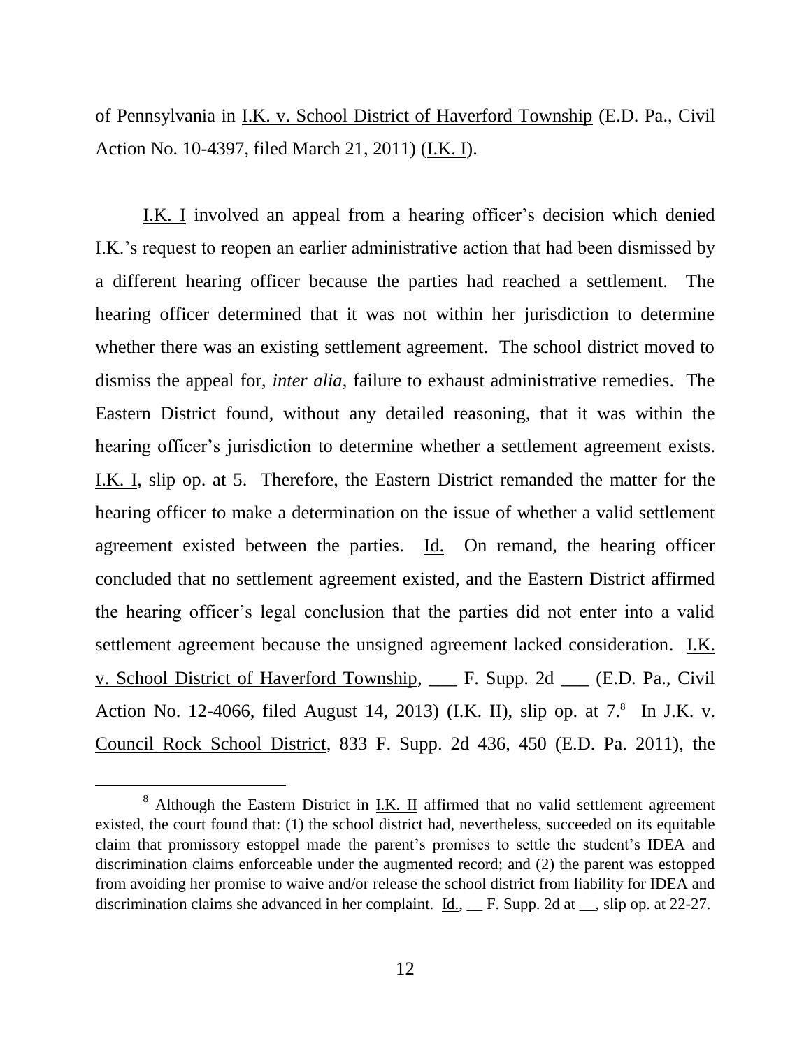of Pennsylvania in I.K. v. School District of Haverford Township (E.D. Pa., Civil Action No. 10-4397, filed March 21, 2011) (I.K. I).

I.K. I involved an appeal from a hearing officer's decision which denied I.K.'s request to reopen an earlier administrative action that had been dismissed by a different hearing officer because the parties had reached a settlement. The hearing officer determined that it was not within her jurisdiction to determine whether there was an existing settlement agreement. The school district moved to dismiss the appeal for, *inter alia*, failure to exhaust administrative remedies. The Eastern District found, without any detailed reasoning, that it was within the hearing officer's jurisdiction to determine whether a settlement agreement exists. I.K. I, slip op. at 5. Therefore, the Eastern District remanded the matter for the hearing officer to make a determination on the issue of whether a valid settlement agreement existed between the parties. Id. On remand, the hearing officer concluded that no settlement agreement existed, and the Eastern District affirmed the hearing officer's legal conclusion that the parties did not enter into a valid settlement agreement because the unsigned agreement lacked consideration. I.K. v. School District of Haverford Township, ___ F. Supp. 2d ___ (E.D. Pa., Civil Action No. 12-4066, filed August 14, 2013) (I.K. II), slip op. at 7.[8] In J.K. v. Council Rock School District, 833 F. Supp. 2d 436, 450 (E.D. Pa. 2011), the

[8] Although the Eastern District in I.K. II affirmed that no valid settlement agreement existed, the court found that: (1) the school district had, nevertheless, succeeded on its equitable claim that promissory estoppel made the parent's promises to settle the student's IDEA and discrimination claims enforceable under the augmented record; and (2) the parent was estopped from avoiding her promise to waive and/or release the school district from liability for IDEA and discrimination claims she advanced in her complaint. Id., __ F. Supp. 2d at __, slip op. at 22-27.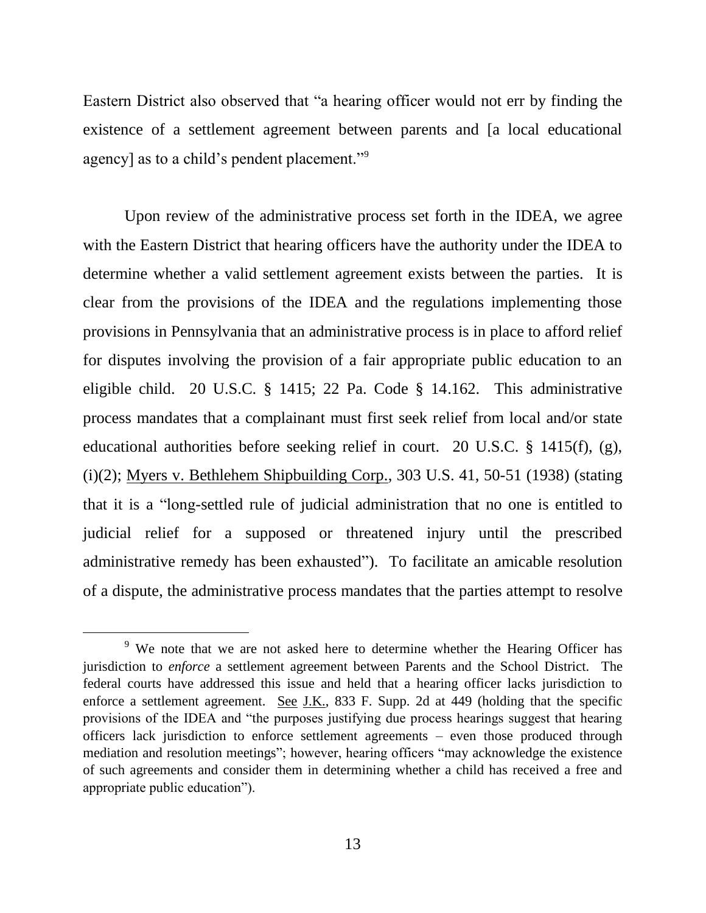Eastern District also observed that "a hearing officer would not err by finding the existence of a settlement agreement between parents and [a local educational agency] as to a child's pendent placement."[9]

Upon review of the administrative process set forth in the IDEA, we agree with the Eastern District that hearing officers have the authority under the IDEA to determine whether a valid settlement agreement exists between the parties. It is clear from the provisions of the IDEA and the regulations implementing those provisions in Pennsylvania that an administrative process is in place to afford relief for disputes involving the provision of a fair appropriate public education to an eligible child. 20 U.S.C. § 1415; 22 Pa. Code § 14.162. This administrative process mandates that a complainant must first seek relief from local and/or state educational authorities before seeking relief in court. 20 U.S.C. § 1415(f), (g), (i)(2); Myers v. Bethlehem Shipbuilding Corp., 303 U.S. 41, 50-51 (1938) (stating that it is a "long-settled rule of judicial administration that no one is entitled to judicial relief for a supposed or threatened injury until the prescribed administrative remedy has been exhausted"). To facilitate an amicable resolution of a dispute, the administrative process mandates that the parties attempt to resolve

---

[9] We note that we are not asked here to determine whether the Hearing Officer has jurisdiction to *enforce* a settlement agreement between Parents and the School District. The federal courts have addressed this issue and held that a hearing officer lacks jurisdiction to enforce a settlement agreement. See J.K., 833 F. Supp. 2d at 449 (holding that the specific provisions of the IDEA and "the purposes justifying due process hearings suggest that hearing officers lack jurisdiction to enforce settlement agreements – even those produced through mediation and resolution meetings"; however, hearing officers "may acknowledge the existence of such agreements and consider them in determining whether a child has received a free and appropriate public education").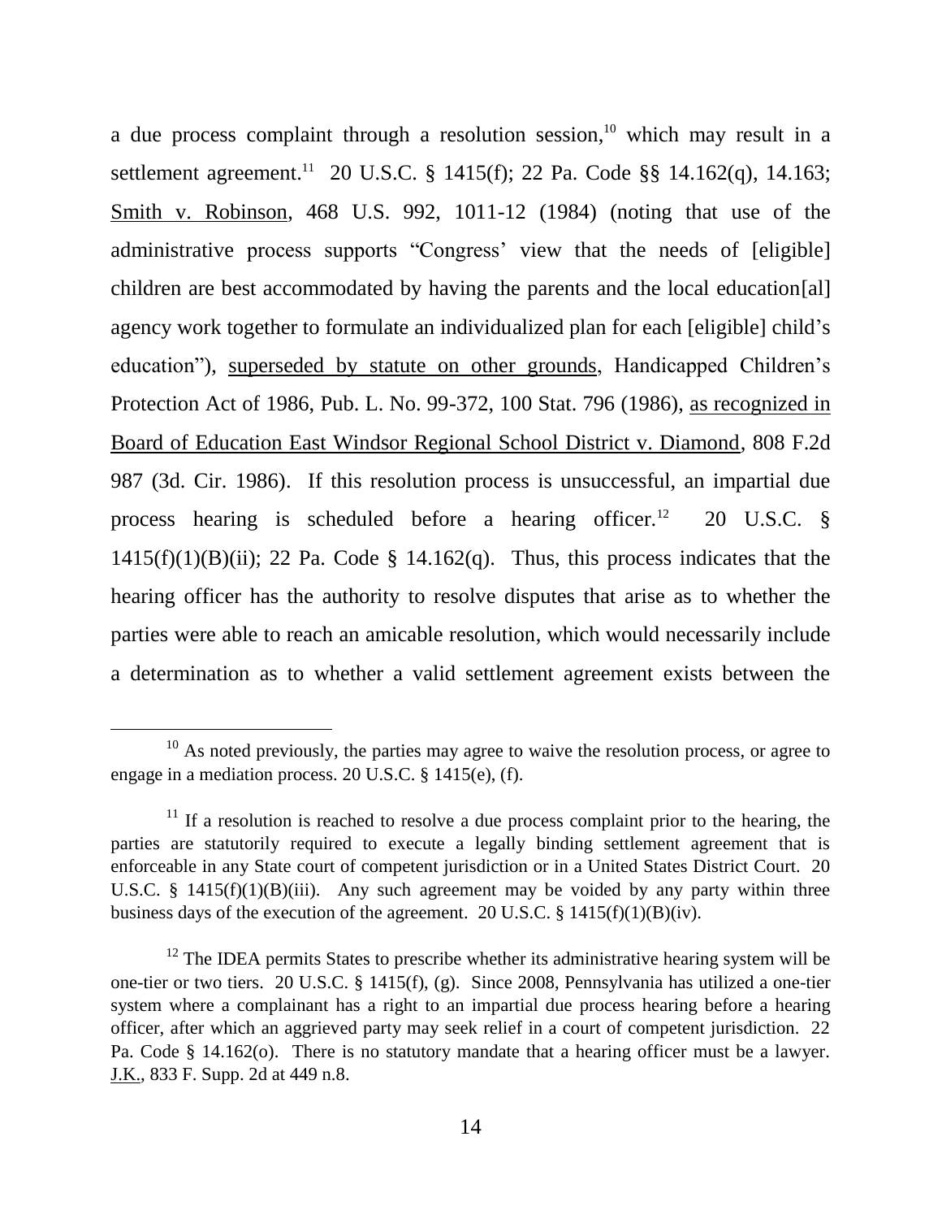a due process complaint through a resolution session,[10] which may result in a settlement agreement.[11] 20 U.S.C. § 1415(f); 22 Pa. Code §§ 14.162(q), 14.163; Smith v. Robinson, 468 U.S. 992, 1011-12 (1984) (noting that use of the administrative process supports "Congress' view that the needs of [eligible] children are best accommodated by having the parents and the local education[al] agency work together to formulate an individualized plan for each [eligible] child's education"), superseded by statute on other grounds, Handicapped Children's Protection Act of 1986, Pub. L. No. 99-372, 100 Stat. 796 (1986), as recognized in Board of Education East Windsor Regional School District v. Diamond, 808 F.2d 987 (3d. Cir. 1986). If this resolution process is unsuccessful, an impartial due process hearing is scheduled before a hearing officer.[12] 20 U.S.C. § 1415(f)(1)(B)(ii); 22 Pa. Code § 14.162(q). Thus, this process indicates that the hearing officer has the authority to resolve disputes that arise as to whether the parties were able to reach an amicable resolution, which would necessarily include a determination as to whether a valid settlement agreement exists between the

---

[10] As noted previously, the parties may agree to waive the resolution process, or agree to engage in a mediation process. 20 U.S.C. § 1415(e), (f).

[11] If a resolution is reached to resolve a due process complaint prior to the hearing, the parties are statutorily required to execute a legally binding settlement agreement that is enforceable in any State court of competent jurisdiction or in a United States District Court. 20 U.S.C. § 1415(f)(1)(B)(iii). Any such agreement may be voided by any party within three business days of the execution of the agreement. 20 U.S.C. § 1415(f)(1)(B)(iv).

[12] The IDEA permits States to prescribe whether its administrative hearing system will be one-tier or two tiers. 20 U.S.C. § 1415(f), (g). Since 2008, Pennsylvania has utilized a one-tier system where a complainant has a right to an impartial due process hearing before a hearing officer, after which an aggrieved party may seek relief in a court of competent jurisdiction. 22 Pa. Code § 14.162(o). There is no statutory mandate that a hearing officer must be a lawyer. J.K., 833 F. Supp. 2d at 449 n.8.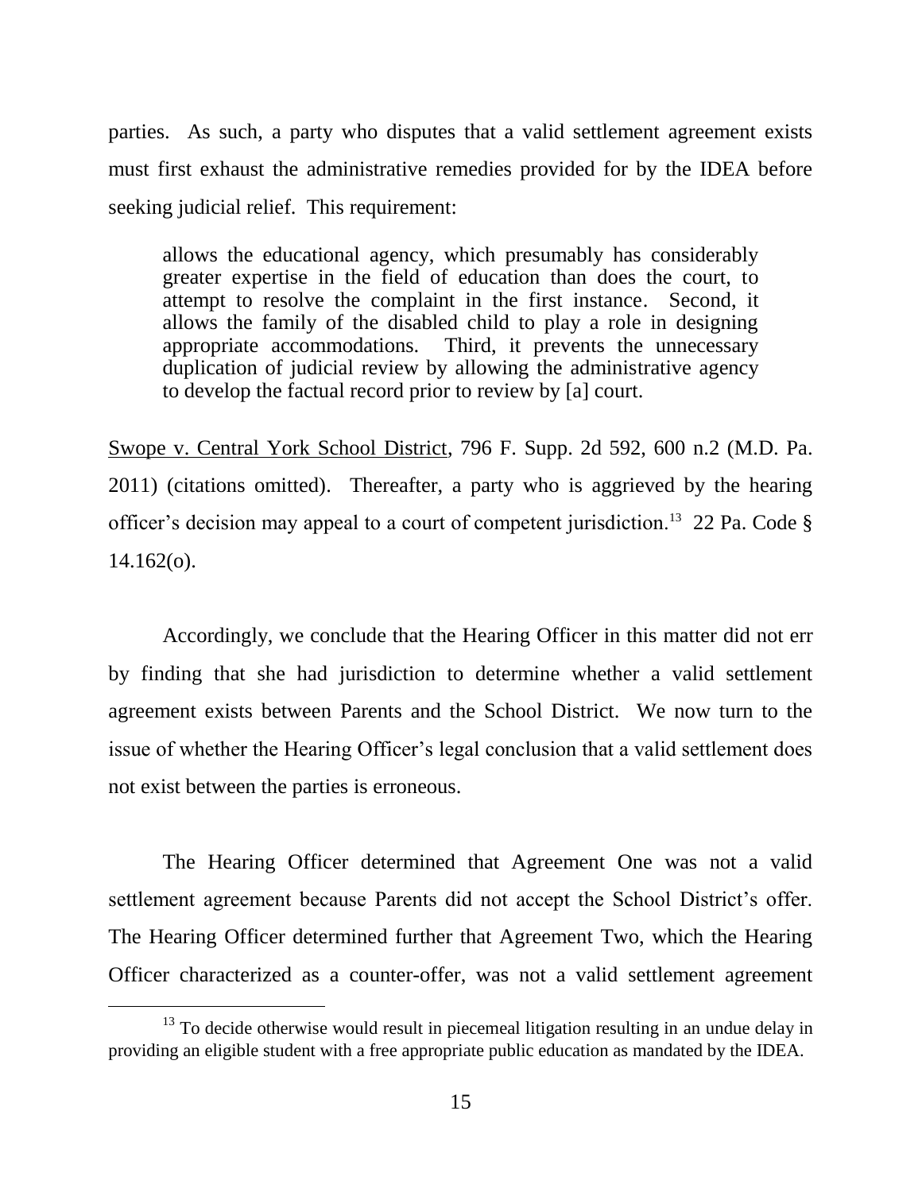parties. As such, a party who disputes that a valid settlement agreement exists must first exhaust the administrative remedies provided for by the IDEA before seeking judicial relief. This requirement:

> allows the educational agency, which presumably has considerably greater expertise in the field of education than does the court, to attempt to resolve the complaint in the first instance. Second, it allows the family of the disabled child to play a role in designing appropriate accommodations. Third, it prevents the unnecessary duplication of judicial review by allowing the administrative agency to develop the factual record prior to review by [a] court.

Swope v. Central York School District, 796 F. Supp. 2d 592, 600 n.2 (M.D. Pa. 2011) (citations omitted). Thereafter, a party who is aggrieved by the hearing officer's decision may appeal to a court of competent jurisdiction.[13] 22 Pa. Code § 14.162(o).

Accordingly, we conclude that the Hearing Officer in this matter did not err by finding that she had jurisdiction to determine whether a valid settlement agreement exists between Parents and the School District. We now turn to the issue of whether the Hearing Officer's legal conclusion that a valid settlement does not exist between the parties is erroneous.

The Hearing Officer determined that Agreement One was not a valid settlement agreement because Parents did not accept the School District's offer. The Hearing Officer determined further that Agreement Two, which the Hearing Officer characterized as a counter-offer, was not a valid settlement agreement

---

[13] To decide otherwise would result in piecemeal litigation resulting in an undue delay in providing an eligible student with a free appropriate public education as mandated by the IDEA.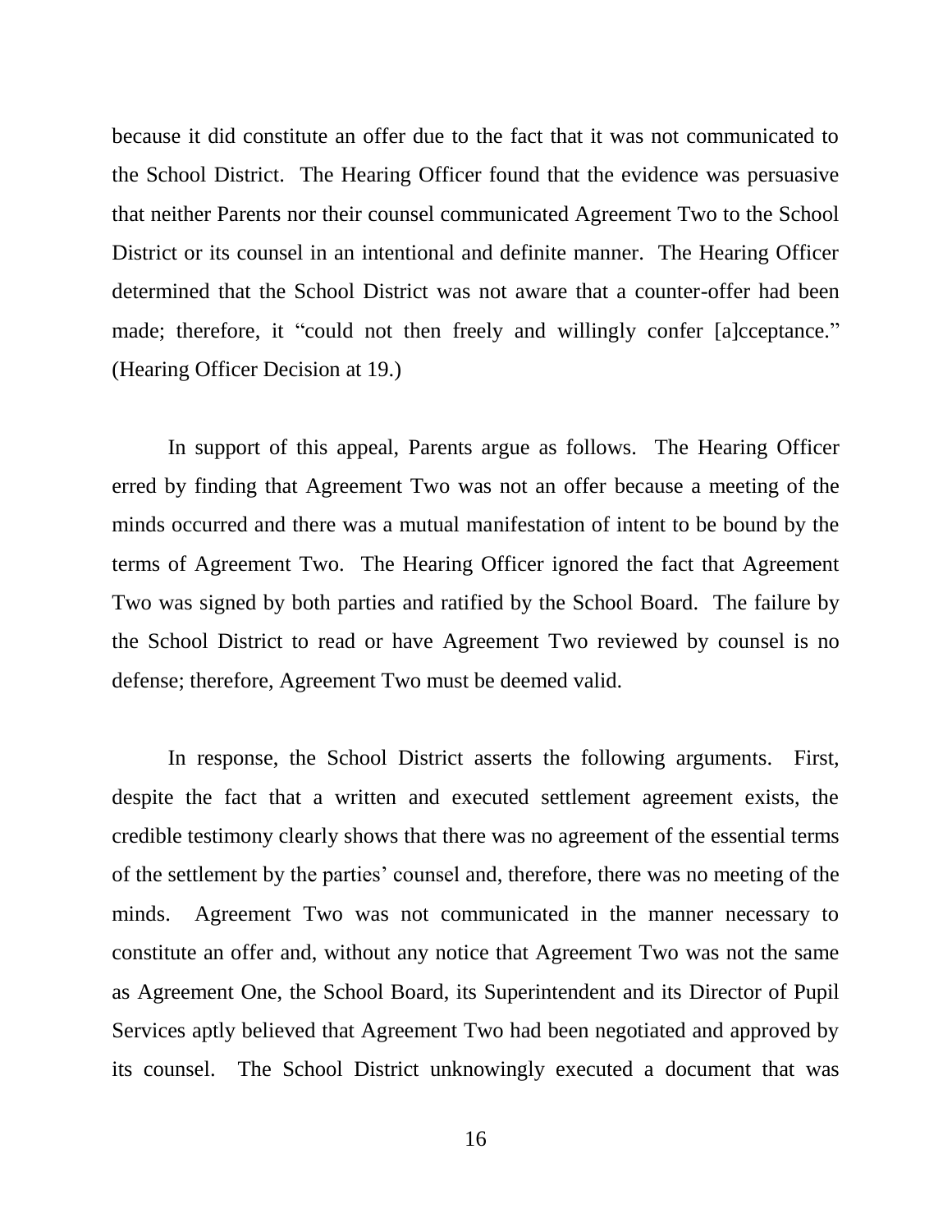because it did constitute an offer due to the fact that it was not communicated to the School District. The Hearing Officer found that the evidence was persuasive that neither Parents nor their counsel communicated Agreement Two to the School District or its counsel in an intentional and definite manner. The Hearing Officer determined that the School District was not aware that a counter-offer had been made; therefore, it "could not then freely and willingly confer [a]cceptance." (Hearing Officer Decision at 19.)

In support of this appeal, Parents argue as follows. The Hearing Officer erred by finding that Agreement Two was not an offer because a meeting of the minds occurred and there was a mutual manifestation of intent to be bound by the terms of Agreement Two. The Hearing Officer ignored the fact that Agreement Two was signed by both parties and ratified by the School Board. The failure by the School District to read or have Agreement Two reviewed by counsel is no defense; therefore, Agreement Two must be deemed valid.

In response, the School District asserts the following arguments. First, despite the fact that a written and executed settlement agreement exists, the credible testimony clearly shows that there was no agreement of the essential terms of the settlement by the parties' counsel and, therefore, there was no meeting of the minds. Agreement Two was not communicated in the manner necessary to constitute an offer and, without any notice that Agreement Two was not the same as Agreement One, the School Board, its Superintendent and its Director of Pupil Services aptly believed that Agreement Two had been negotiated and approved by its counsel. The School District unknowingly executed a document that was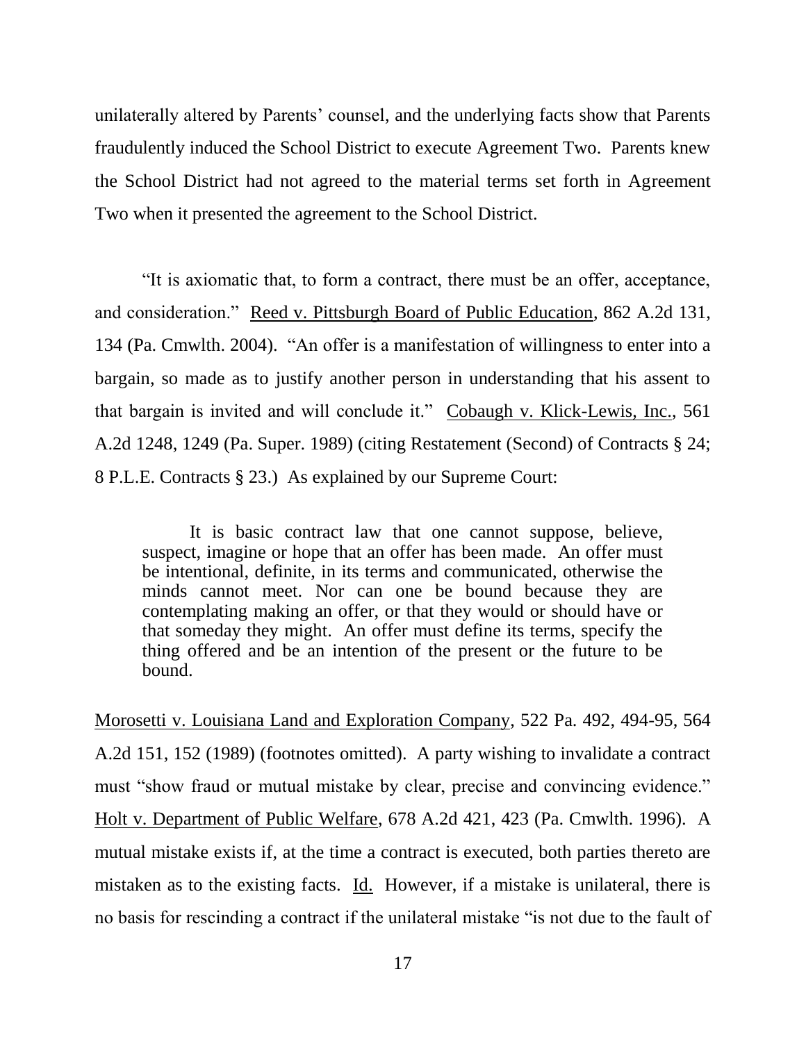unilaterally altered by Parents' counsel, and the underlying facts show that Parents fraudulently induced the School District to execute Agreement Two. Parents knew the School District had not agreed to the material terms set forth in Agreement Two when it presented the agreement to the School District.

"It is axiomatic that, to form a contract, there must be an offer, acceptance, and consideration." Reed v. Pittsburgh Board of Public Education, 862 A.2d 131, 134 (Pa. Cmwlth. 2004). "An offer is a manifestation of willingness to enter into a bargain, so made as to justify another person in understanding that his assent to that bargain is invited and will conclude it." Cobaugh v. Klick-Lewis, Inc., 561 A.2d 1248, 1249 (Pa. Super. 1989) (citing Restatement (Second) of Contracts § 24; 8 P.L.E. Contracts § 23.) As explained by our Supreme Court:

> It is basic contract law that one cannot suppose, believe, suspect, imagine or hope that an offer has been made. An offer must be intentional, definite, in its terms and communicated, otherwise the minds cannot meet. Nor can one be bound because they are contemplating making an offer, or that they would or should have or that someday they might. An offer must define its terms, specify the thing offered and be an intention of the present or the future to be bound.

Morosetti v. Louisiana Land and Exploration Company, 522 Pa. 492, 494-95, 564 A.2d 151, 152 (1989) (footnotes omitted). A party wishing to invalidate a contract must "show fraud or mutual mistake by clear, precise and convincing evidence." Holt v. Department of Public Welfare, 678 A.2d 421, 423 (Pa. Cmwlth. 1996). A mutual mistake exists if, at the time a contract is executed, both parties thereto are mistaken as to the existing facts. Id. However, if a mistake is unilateral, there is no basis for rescinding a contract if the unilateral mistake "is not due to the fault of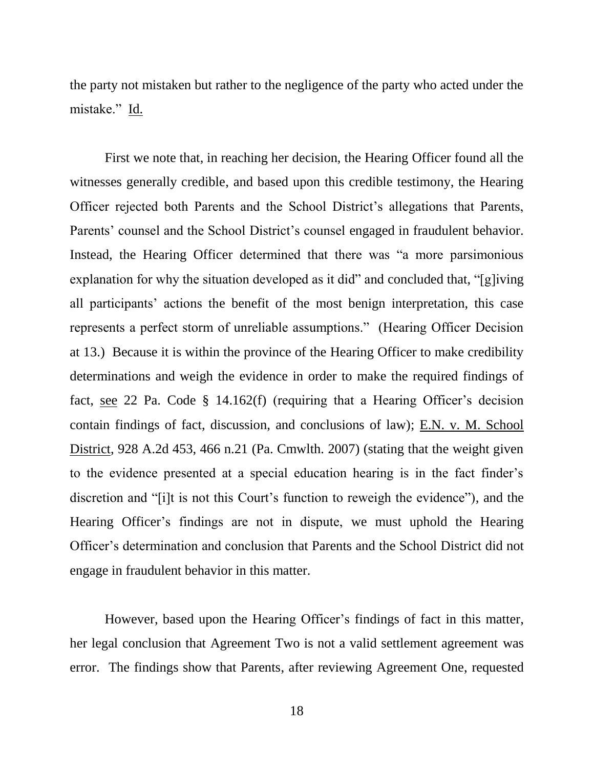the party not mistaken but rather to the negligence of the party who acted under the mistake." Id.

First we note that, in reaching her decision, the Hearing Officer found all the witnesses generally credible, and based upon this credible testimony, the Hearing Officer rejected both Parents and the School District's allegations that Parents, Parents' counsel and the School District's counsel engaged in fraudulent behavior. Instead, the Hearing Officer determined that there was "a more parsimonious explanation for why the situation developed as it did" and concluded that, "[g]iving all participants' actions the benefit of the most benign interpretation, this case represents a perfect storm of unreliable assumptions." (Hearing Officer Decision at 13.) Because it is within the province of the Hearing Officer to make credibility determinations and weigh the evidence in order to make the required findings of fact, see 22 Pa. Code § 14.162(f) (requiring that a Hearing Officer's decision contain findings of fact, discussion, and conclusions of law); E.N. v. M. School District, 928 A.2d 453, 466 n.21 (Pa. Cmwlth. 2007) (stating that the weight given to the evidence presented at a special education hearing is in the fact finder's discretion and "[i]t is not this Court's function to reweigh the evidence"), and the Hearing Officer's findings are not in dispute, we must uphold the Hearing Officer's determination and conclusion that Parents and the School District did not engage in fraudulent behavior in this matter.

However, based upon the Hearing Officer's findings of fact in this matter, her legal conclusion that Agreement Two is not a valid settlement agreement was error. The findings show that Parents, after reviewing Agreement One, requested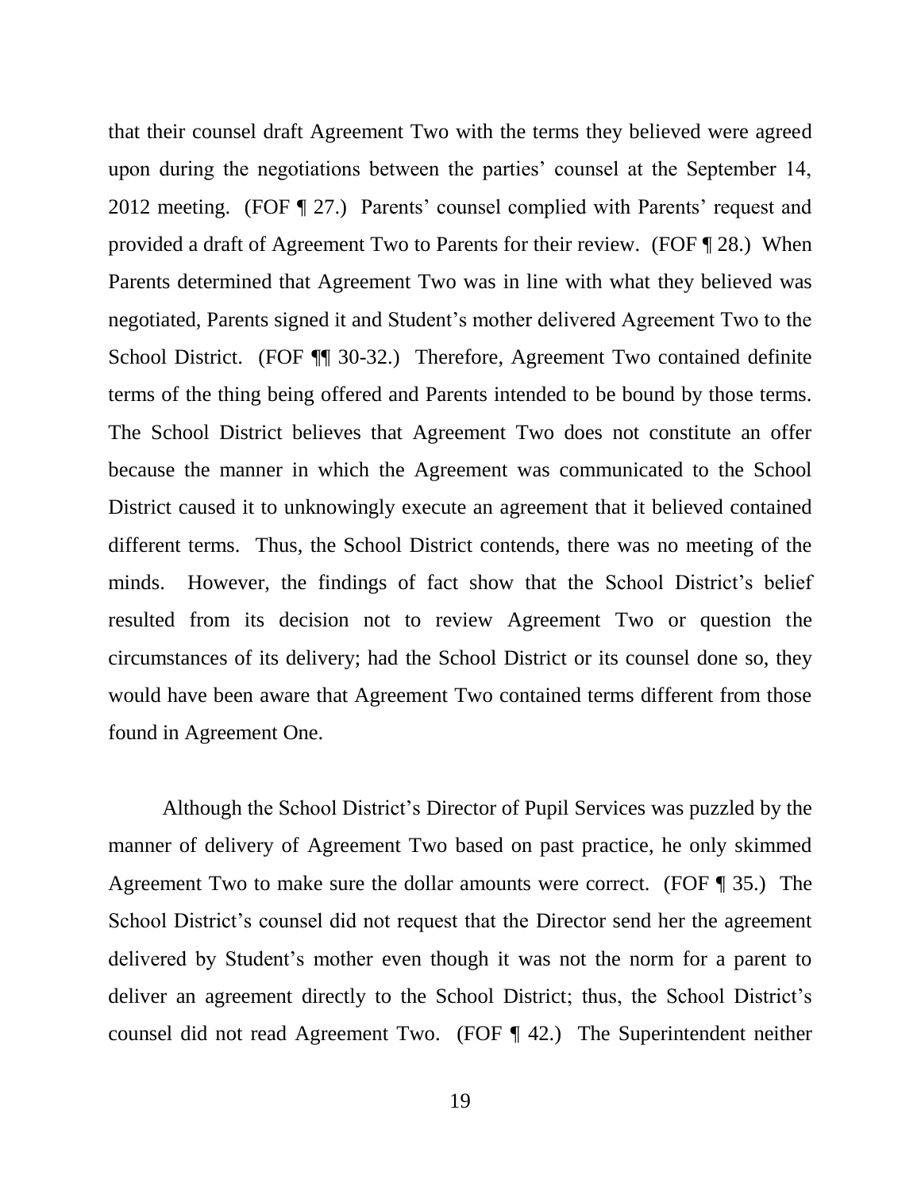that their counsel draft Agreement Two with the terms they believed were agreed upon during the negotiations between the parties' counsel at the September 14, 2012 meeting. (FOF ¶ 27.) Parents' counsel complied with Parents' request and provided a draft of Agreement Two to Parents for their review. (FOF ¶ 28.) When Parents determined that Agreement Two was in line with what they believed was negotiated, Parents signed it and Student's mother delivered Agreement Two to the School District. (FOF ¶¶ 30-32.) Therefore, Agreement Two contained definite terms of the thing being offered and Parents intended to be bound by those terms. The School District believes that Agreement Two does not constitute an offer because the manner in which the Agreement was communicated to the School District caused it to unknowingly execute an agreement that it believed contained different terms. Thus, the School District contends, there was no meeting of the minds. However, the findings of fact show that the School District's belief resulted from its decision not to review Agreement Two or question the circumstances of its delivery; had the School District or its counsel done so, they would have been aware that Agreement Two contained terms different from those found in Agreement One.

Although the School District's Director of Pupil Services was puzzled by the manner of delivery of Agreement Two based on past practice, he only skimmed Agreement Two to make sure the dollar amounts were correct. (FOF ¶ 35.) The School District's counsel did not request that the Director send her the agreement delivered by Student's mother even though it was not the norm for a parent to deliver an agreement directly to the School District; thus, the School District's counsel did not read Agreement Two. (FOF ¶ 42.) The Superintendent neither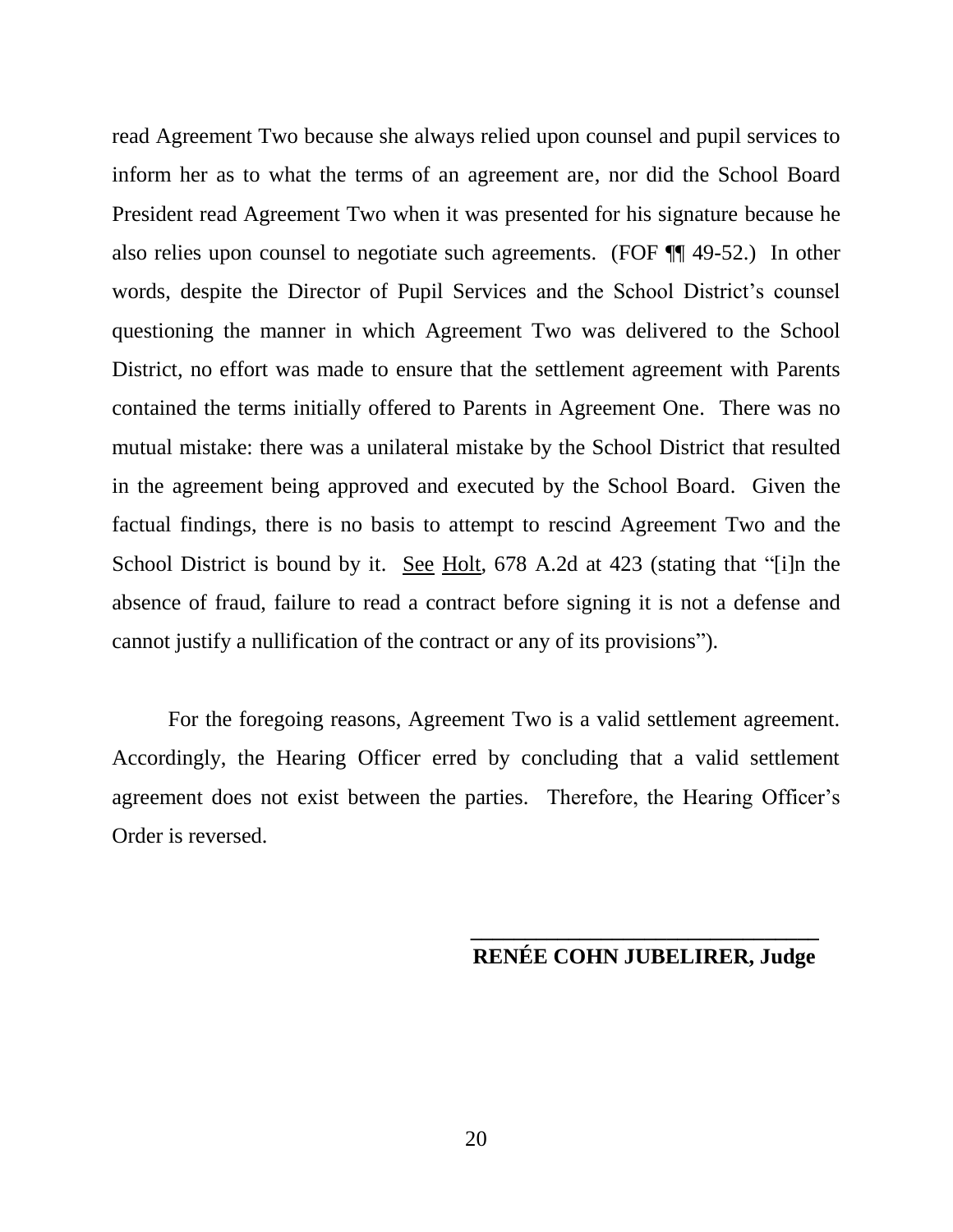read Agreement Two because she always relied upon counsel and pupil services to inform her as to what the terms of an agreement are, nor did the School Board President read Agreement Two when it was presented for his signature because he also relies upon counsel to negotiate such agreements. (FOF ¶¶ 49-52.) In other words, despite the Director of Pupil Services and the School District's counsel questioning the manner in which Agreement Two was delivered to the School District, no effort was made to ensure that the settlement agreement with Parents contained the terms initially offered to Parents in Agreement One. There was no mutual mistake: there was a unilateral mistake by the School District that resulted in the agreement being approved and executed by the School Board. Given the factual findings, there is no basis to attempt to rescind Agreement Two and the School District is bound by it. See Holt, 678 A.2d at 423 (stating that "[i]n the absence of fraud, failure to read a contract before signing it is not a defense and cannot justify a nullification of the contract or any of its provisions").

For the foregoing reasons, Agreement Two is a valid settlement agreement. Accordingly, the Hearing Officer erred by concluding that a valid settlement agreement does not exist between the parties. Therefore, the Hearing Officer's Order is reversed.

________________________________
**RENÉE COHN JUBELIRER, Judge**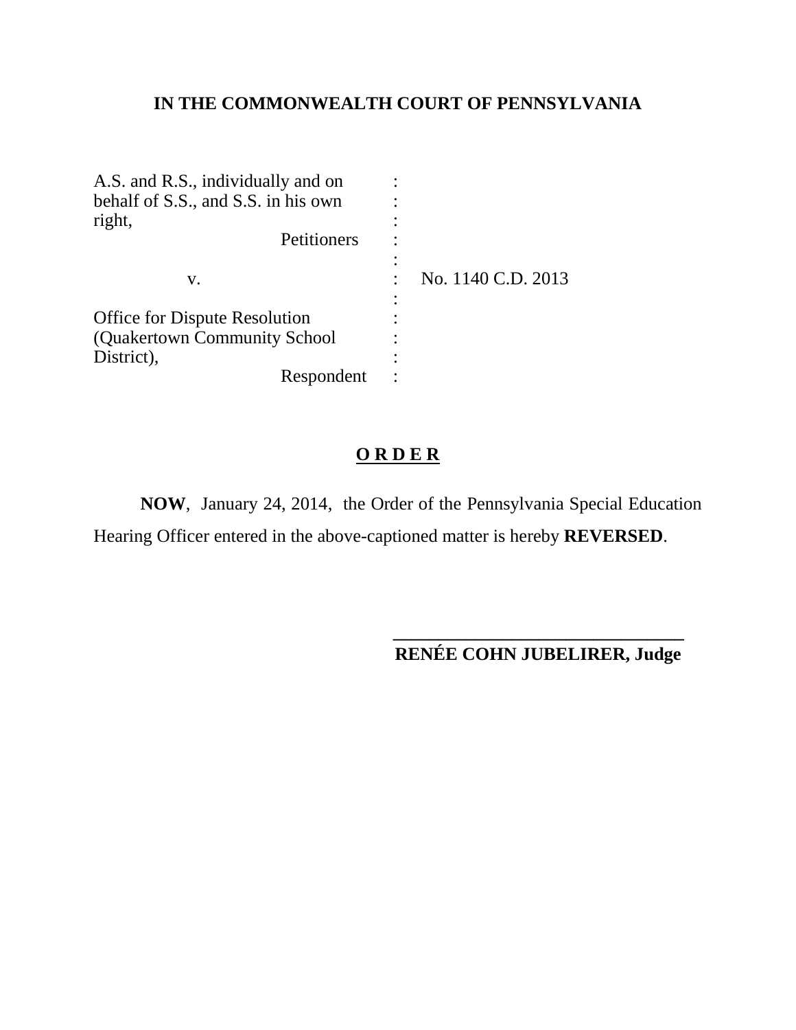**IN THE COMMONWEALTH COURT OF PENNSYLVANIA**

| | | |
|---|---|---|
| A.S. and R.S., individually and on behalf of S.S., and S.S. in his own right, Petitioners | : | |
| v. | : | No. 1140 C.D. 2013 |
| Office for Dispute Resolution (Quakertown Community School District), Respondent | : | |

**O R D E R**

**NOW**, January 24, 2014, the Order of the Pennsylvania Special Education Hearing Officer entered in the above-captioned matter is hereby **REVERSED**.

________________________________

**RENÉE COHN JUBELIRER, Judge**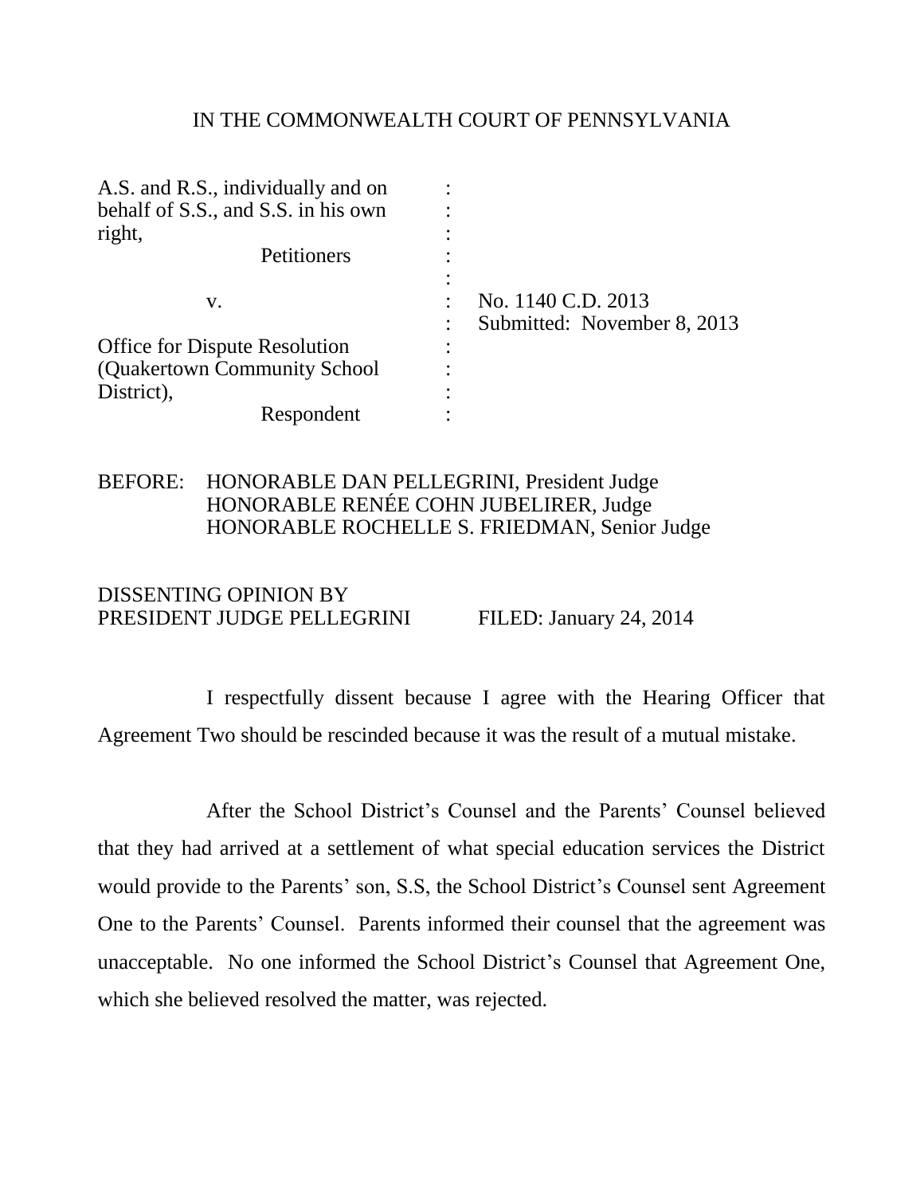IN THE COMMONWEALTH COURT OF PENNSYLVANIA

| | | |
|---|---|---|
| A.S. and R.S., individually and on behalf of S.S., and S.S. in his own right, Petitioners | : | |
| v. | : | No. 1140 C.D. 2013 |
| | : | Submitted: November 8, 2013 |
| Office for Dispute Resolution (Quakertown Community School District), Respondent | : | |

BEFORE: HONORABLE DAN PELLEGRINI, President Judge
HONORABLE RENÉE COHN JUBELIRER, Judge
HONORABLE ROCHELLE S. FRIEDMAN, Senior Judge

DISSENTING OPINION BY
PRESIDENT JUDGE PELLEGRINI FILED: January 24, 2014

I respectfully dissent because I agree with the Hearing Officer that Agreement Two should be rescinded because it was the result of a mutual mistake.

After the School District's Counsel and the Parents' Counsel believed that they had arrived at a settlement of what special education services the District would provide to the Parents' son, S.S, the School District's Counsel sent Agreement One to the Parents' Counsel. Parents informed their counsel that the agreement was unacceptable. No one informed the School District's Counsel that Agreement One, which she believed resolved the matter, was rejected.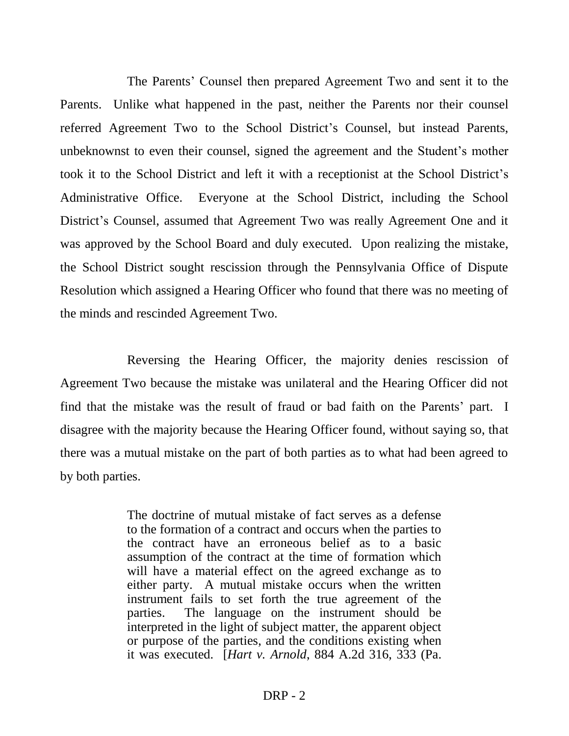The Parents' Counsel then prepared Agreement Two and sent it to the Parents. Unlike what happened in the past, neither the Parents nor their counsel referred Agreement Two to the School District's Counsel, but instead Parents, unbeknownst to even their counsel, signed the agreement and the Student's mother took it to the School District and left it with a receptionist at the School District's Administrative Office. Everyone at the School District, including the School District's Counsel, assumed that Agreement Two was really Agreement One and it was approved by the School Board and duly executed. Upon realizing the mistake, the School District sought rescission through the Pennsylvania Office of Dispute Resolution which assigned a Hearing Officer who found that there was no meeting of the minds and rescinded Agreement Two.

Reversing the Hearing Officer, the majority denies rescission of Agreement Two because the mistake was unilateral and the Hearing Officer did not find that the mistake was the result of fraud or bad faith on the Parents' part. I disagree with the majority because the Hearing Officer found, without saying so, that there was a mutual mistake on the part of both parties as to what had been agreed to by both parties.

> The doctrine of mutual mistake of fact serves as a defense to the formation of a contract and occurs when the parties to the contract have an erroneous belief as to a basic assumption of the contract at the time of formation which will have a material effect on the agreed exchange as to either party. A mutual mistake occurs when the written instrument fails to set forth the true agreement of the parties. The language on the instrument should be interpreted in the light of subject matter, the apparent object or purpose of the parties, and the conditions existing when it was executed. [*Hart v. Arnold*, 884 A.2d 316, 333 (Pa.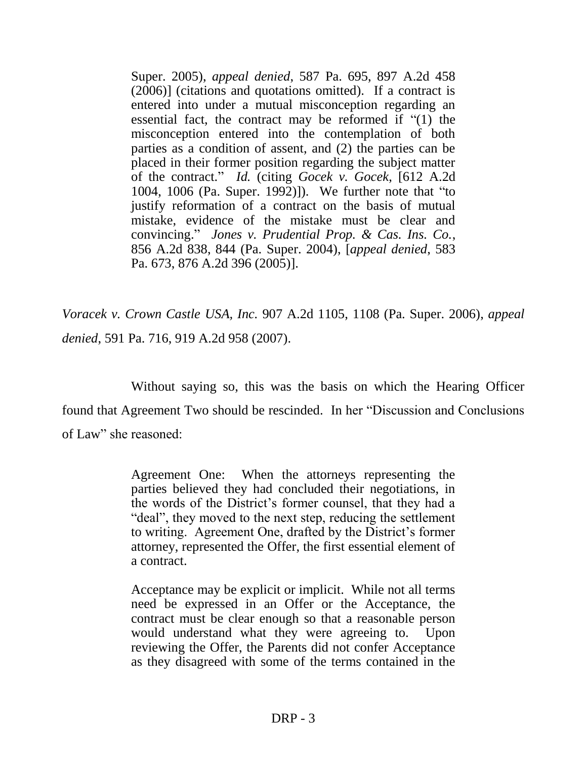> Super. 2005), *appeal denied*, 587 Pa. 695, 897 A.2d 458 (2006)] (citations and quotations omitted). If a contract is entered into under a mutual misconception regarding an essential fact, the contract may be reformed if "(1) the misconception entered into the contemplation of both parties as a condition of assent, and (2) the parties can be placed in their former position regarding the subject matter of the contract." *Id.* (citing *Gocek v. Gocek*, [612 A.2d 1004, 1006 (Pa. Super. 1992)]). We further note that "to justify reformation of a contract on the basis of mutual mistake, evidence of the mistake must be clear and convincing." *Jones v. Prudential Prop. & Cas. Ins. Co.*, 856 A.2d 838, 844 (Pa. Super. 2004), [*appeal denied*, 583 Pa. 673, 876 A.2d 396 (2005)].

*Voracek v. Crown Castle USA, Inc.* 907 A.2d 1105, 1108 (Pa. Super. 2006), *appeal denied*, 591 Pa. 716, 919 A.2d 958 (2007).

Without saying so, this was the basis on which the Hearing Officer found that Agreement Two should be rescinded. In her "Discussion and Conclusions of Law" she reasoned:

> Agreement One: When the attorneys representing the parties believed they had concluded their negotiations, in the words of the District's former counsel, that they had a "deal", they moved to the next step, reducing the settlement to writing. Agreement One, drafted by the District's former attorney, represented the Offer, the first essential element of a contract.
>
> Acceptance may be explicit or implicit. While not all terms need be expressed in an Offer or the Acceptance, the contract must be clear enough so that a reasonable person would understand what they were agreeing to. Upon reviewing the Offer, the Parents did not confer Acceptance as they disagreed with some of the terms contained in the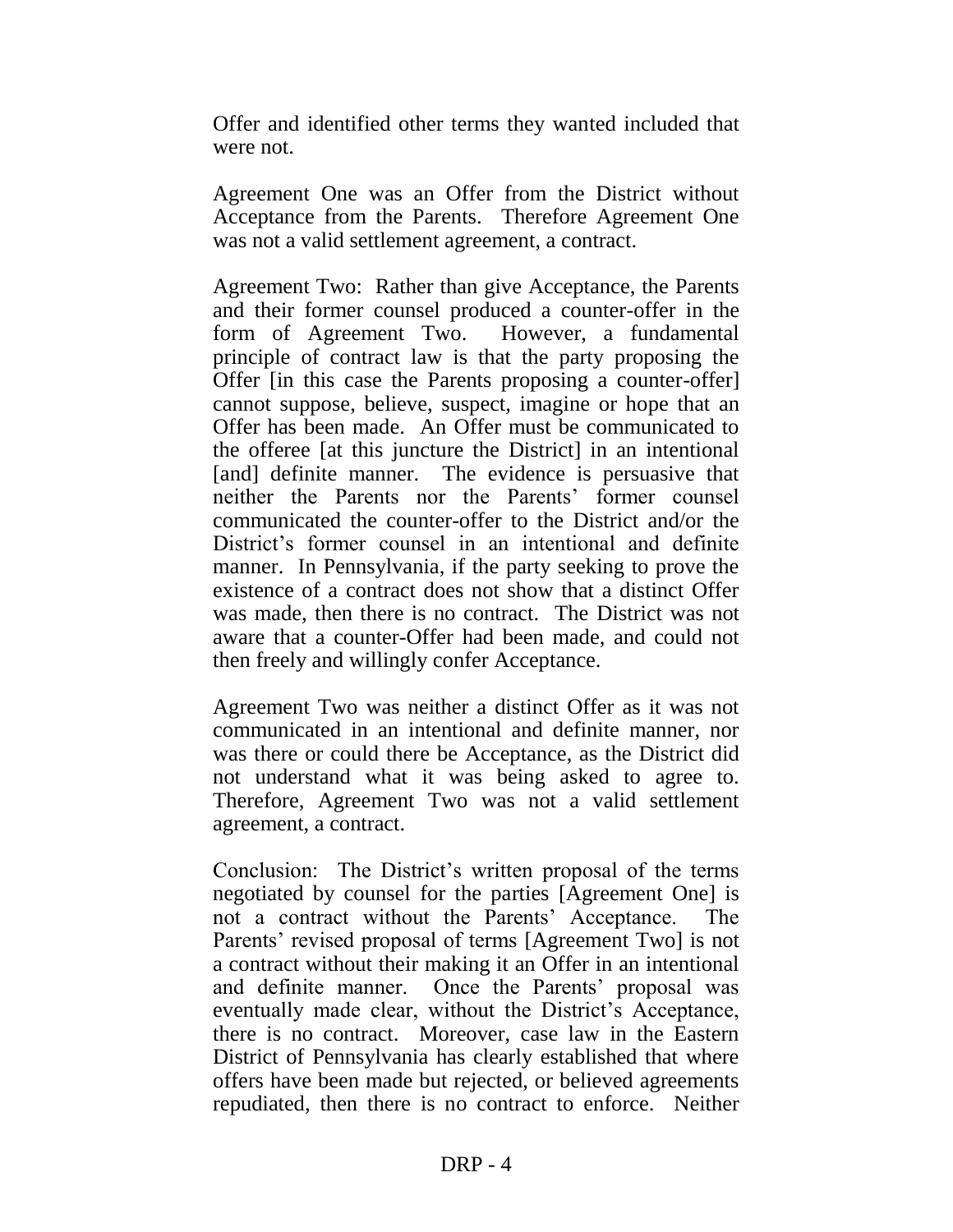Offer and identified other terms they wanted included that were not.

Agreement One was an Offer from the District without Acceptance from the Parents. Therefore Agreement One was not a valid settlement agreement, a contract.

Agreement Two: Rather than give Acceptance, the Parents and their former counsel produced a counter-offer in the form of Agreement Two. However, a fundamental principle of contract law is that the party proposing the Offer [in this case the Parents proposing a counter-offer] cannot suppose, believe, suspect, imagine or hope that an Offer has been made. An Offer must be communicated to the offeree [at this juncture the District] in an intentional [and] definite manner. The evidence is persuasive that neither the Parents nor the Parents' former counsel communicated the counter-offer to the District and/or the District's former counsel in an intentional and definite manner. In Pennsylvania, if the party seeking to prove the existence of a contract does not show that a distinct Offer was made, then there is no contract. The District was not aware that a counter-Offer had been made, and could not then freely and willingly confer Acceptance.

Agreement Two was neither a distinct Offer as it was not communicated in an intentional and definite manner, nor was there or could there be Acceptance, as the District did not understand what it was being asked to agree to. Therefore, Agreement Two was not a valid settlement agreement, a contract.

Conclusion: The District's written proposal of the terms negotiated by counsel for the parties [Agreement One] is not a contract without the Parents' Acceptance. The Parents' revised proposal of terms [Agreement Two] is not a contract without their making it an Offer in an intentional and definite manner. Once the Parents' proposal was eventually made clear, without the District's Acceptance, there is no contract. Moreover, case law in the Eastern District of Pennsylvania has clearly established that where offers have been made but rejected, or believed agreements repudiated, then there is no contract to enforce. Neither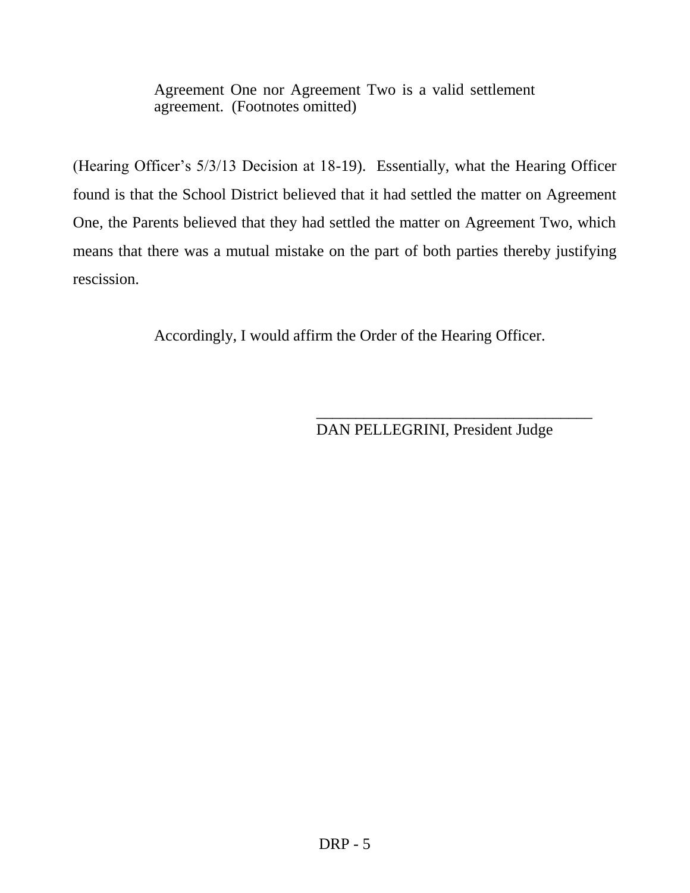> Agreement One nor Agreement Two is a valid settlement agreement. (Footnotes omitted)

(Hearing Officer's 5/3/13 Decision at 18-19). Essentially, what the Hearing Officer found is that the School District believed that it had settled the matter on Agreement One, the Parents believed that they had settled the matter on Agreement Two, which means that there was a mutual mistake on the part of both parties thereby justifying rescission.

Accordingly, I would affirm the Order of the Hearing Officer.

\_\_\_\_\_\_\_\_\_\_\_\_\_\_\_\_\_\_\_\_\_\_\_\_\_\_\_\_\_\_\_\_\_\_\_\_\_

DAN PELLEGRINI, President Judge